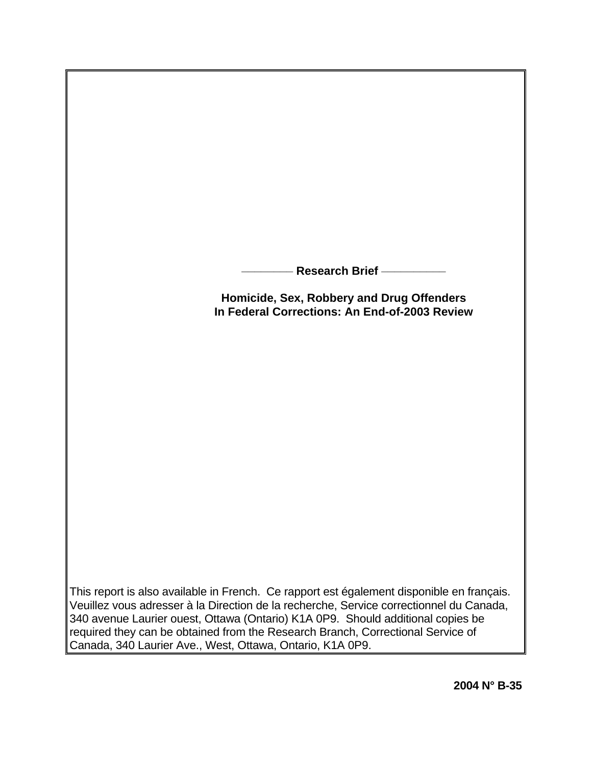**Research Brief**

# Homicide, Sex, Robbery and Drug Offenders In Federal Corrections: An End-of-2003 Review

This report is also available in French. Ce rapport est également disponible en français. Veuillez vous adresser à la Direction de la recherche, Service correctionnel du Canada, 340 avenue Laurier ouest, Ottawa (Ontario) K1A 0P9. Should additional copies be required they can be obtained from the Research Branch, Correctional Service of Canada, 340 Laurier Ave., West, Ottawa, Ontario, K1A 0P9.

**2004 N° B-35**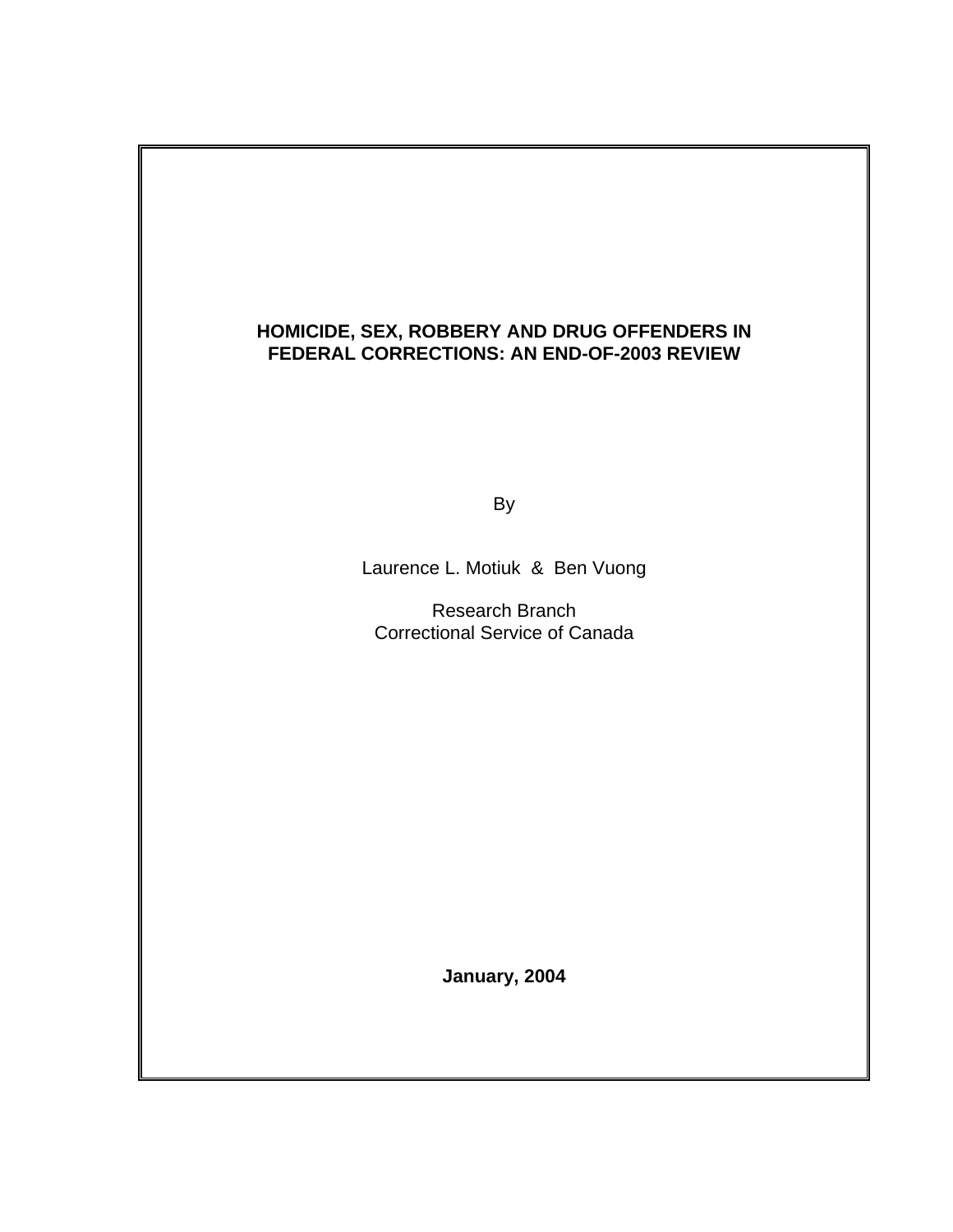# HOMICIDE, SEX, ROBBERY AND DRUG OFFENDERS IN FEDERAL CORRECTIONS: AN END-OF-2003 REVIEW

By

Laurence L. Motiuk & Ben Vuong

Research Branch
Correctional Service of Canada

**January, 2004**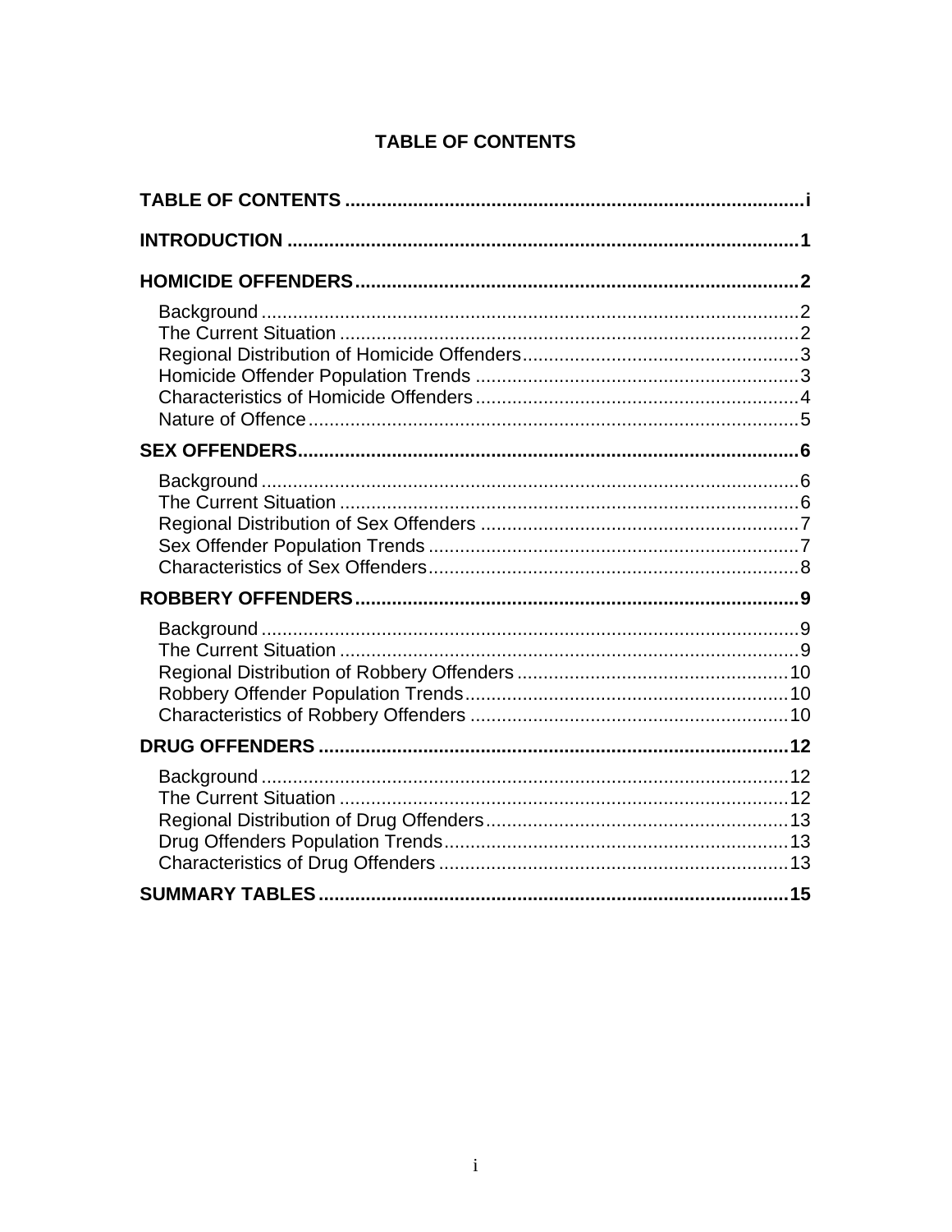# TABLE OF CONTENTS

**TABLE OF CONTENTS** ........................................................................................ i

**INTRODUCTION** ................................................................................................ 1

**HOMICIDE OFFENDERS** .................................................................................... 2

- Background ........................................................................................................ 2
- The Current Situation ......................................................................................... 2
- Regional Distribution of Homicide Offenders ...................................................... 3
- Homicide Offender Population Trends ............................................................... 3
- Characteristics of Homicide Offenders ............................................................... 4
- Nature of Offence ............................................................................................... 5

**SEX OFFENDERS** ............................................................................................... 6

- Background ........................................................................................................ 6
- The Current Situation ......................................................................................... 6
- Regional Distribution of Sex Offenders ............................................................... 7
- Sex Offender Population Trends ........................................................................ 7
- Characteristics of Sex Offenders ........................................................................ 8

**ROBBERY OFFENDERS** .................................................................................... 9

- Background ........................................................................................................ 9
- The Current Situation ......................................................................................... 9
- Regional Distribution of Robbery Offenders ..................................................... 10
- Robbery Offender Population Trends ................................................................ 10
- Characteristics of Robbery Offenders ............................................................... 10

**DRUG OFFENDERS** ......................................................................................... 12

- Background ...................................................................................................... 12
- The Current Situation ....................................................................................... 12
- Regional Distribution of Drug Offenders ........................................................... 13
- Drug Offenders Population Trends .................................................................... 13
- Characteristics of Drug Offenders ................................................................... 13

**SUMMARY TABLES** ......................................................................................... 15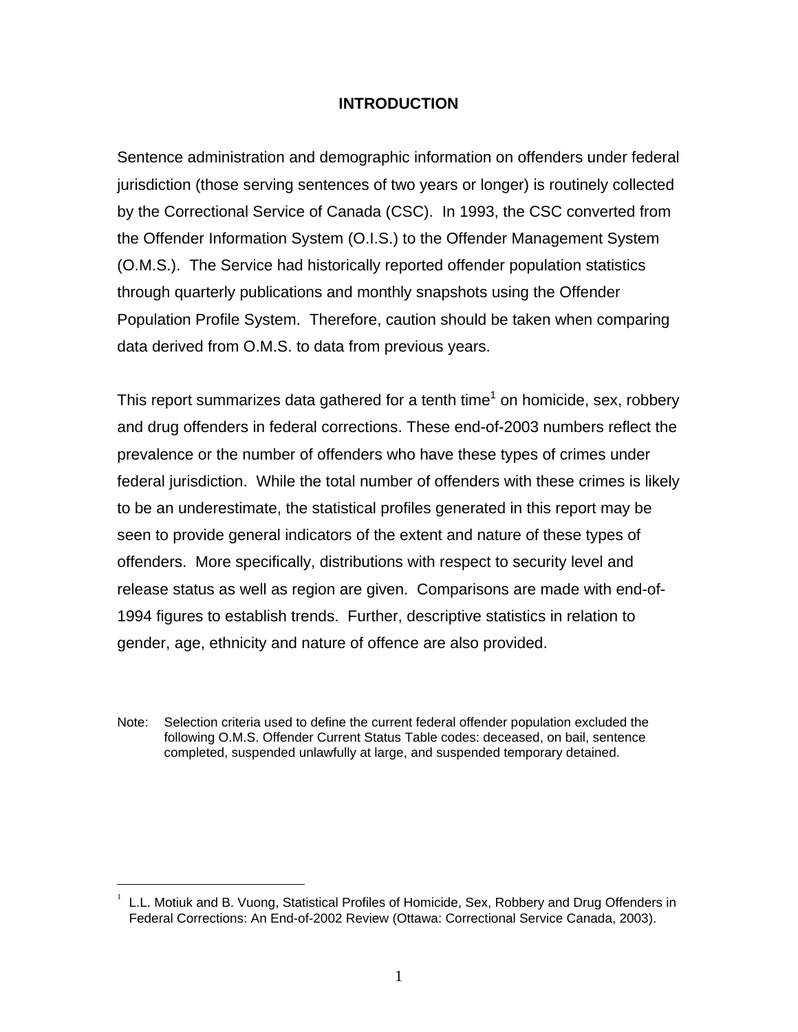## INTRODUCTION

Sentence administration and demographic information on offenders under federal jurisdiction (those serving sentences of two years or longer) is routinely collected by the Correctional Service of Canada (CSC). In 1993, the CSC converted from the Offender Information System (O.I.S.) to the Offender Management System (O.M.S.). The Service had historically reported offender population statistics through quarterly publications and monthly snapshots using the Offender Population Profile System. Therefore, caution should be taken when comparing data derived from O.M.S. to data from previous years.

This report summarizes data gathered for a tenth time[1] on homicide, sex, robbery and drug offenders in federal corrections. These end-of-2003 numbers reflect the prevalence or the number of offenders who have these types of crimes under federal jurisdiction. While the total number of offenders with these crimes is likely to be an underestimate, the statistical profiles generated in this report may be seen to provide general indicators of the extent and nature of these types of offenders. More specifically, distributions with respect to security level and release status as well as region are given. Comparisons are made with end-of-1994 figures to establish trends. Further, descriptive statistics in relation to gender, age, ethnicity and nature of offence are also provided.

Note: Selection criteria used to define the current federal offender population excluded the following O.M.S. Offender Current Status Table codes: deceased, on bail, sentence completed, suspended unlawfully at large, and suspended temporary detained.

---

[1] L.L. Motiuk and B. Vuong, Statistical Profiles of Homicide, Sex, Robbery and Drug Offenders in Federal Corrections: An End-of-2002 Review (Ottawa: Correctional Service Canada, 2003).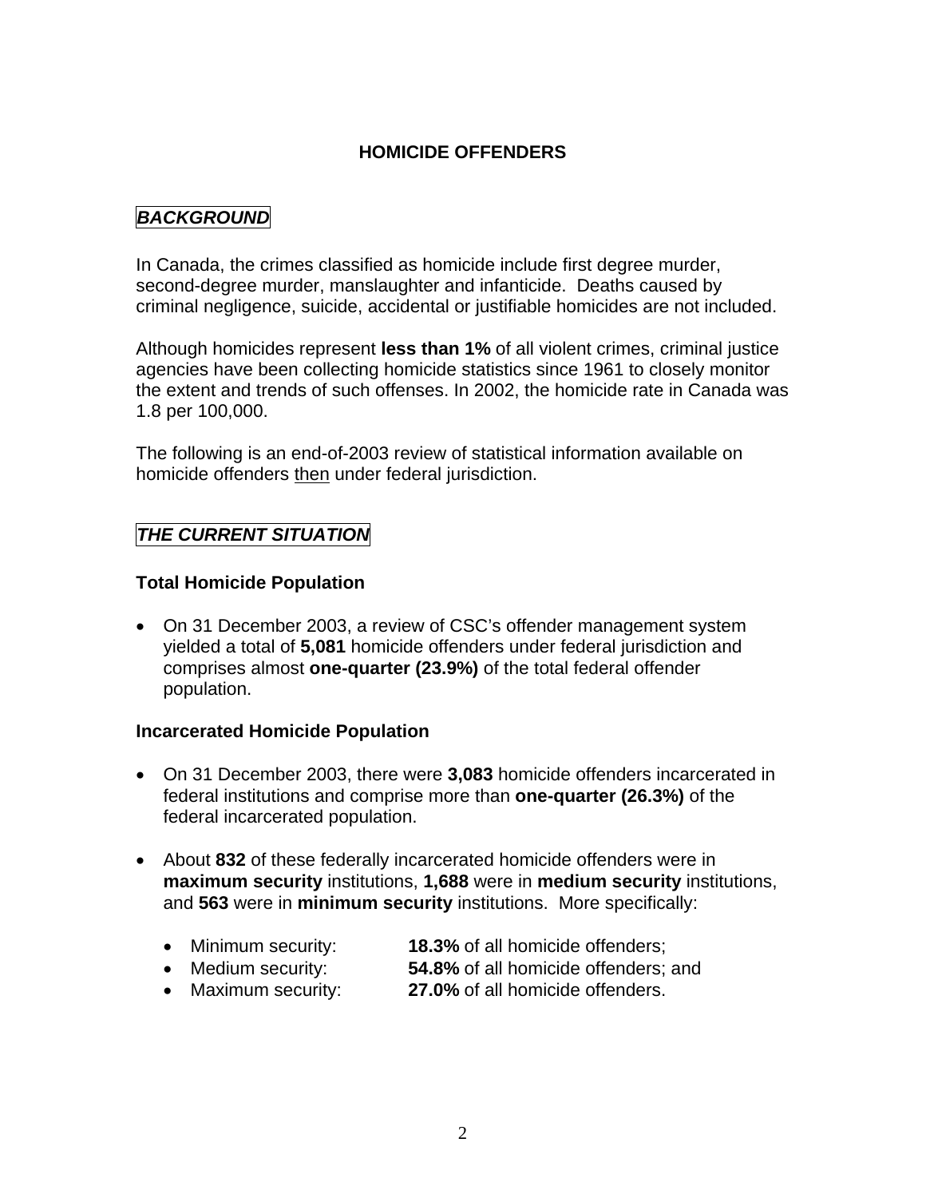# HOMICIDE OFFENDERS

## *BACKGROUND*

In Canada, the crimes classified as homicide include first degree murder, second-degree murder, manslaughter and infanticide. Deaths caused by criminal negligence, suicide, accidental or justifiable homicides are not included.

Although homicides represent **less than 1%** of all violent crimes, criminal justice agencies have been collecting homicide statistics since 1961 to closely monitor the extent and trends of such offenses. In 2002, the homicide rate in Canada was 1.8 per 100,000.

The following is an end-of-2003 review of statistical information available on homicide offenders then under federal jurisdiction.

## *THE CURRENT SITUATION*

### Total Homicide Population

- On 31 December 2003, a review of CSC's offender management system yielded a total of **5,081** homicide offenders under federal jurisdiction and comprises almost **one-quarter (23.9%)** of the total federal offender population.

### Incarcerated Homicide Population

- On 31 December 2003, there were **3,083** homicide offenders incarcerated in federal institutions and comprise more than **one-quarter (26.3%)** of the federal incarcerated population.

- About **832** of these federally incarcerated homicide offenders were in **maximum security** institutions, **1,688** were in **medium security** institutions, and **563** were in **minimum security** institutions. More specifically:

    - Minimum security: **18.3%** of all homicide offenders;
    - Medium security: **54.8%** of all homicide offenders; and
    - Maximum security: **27.0%** of all homicide offenders.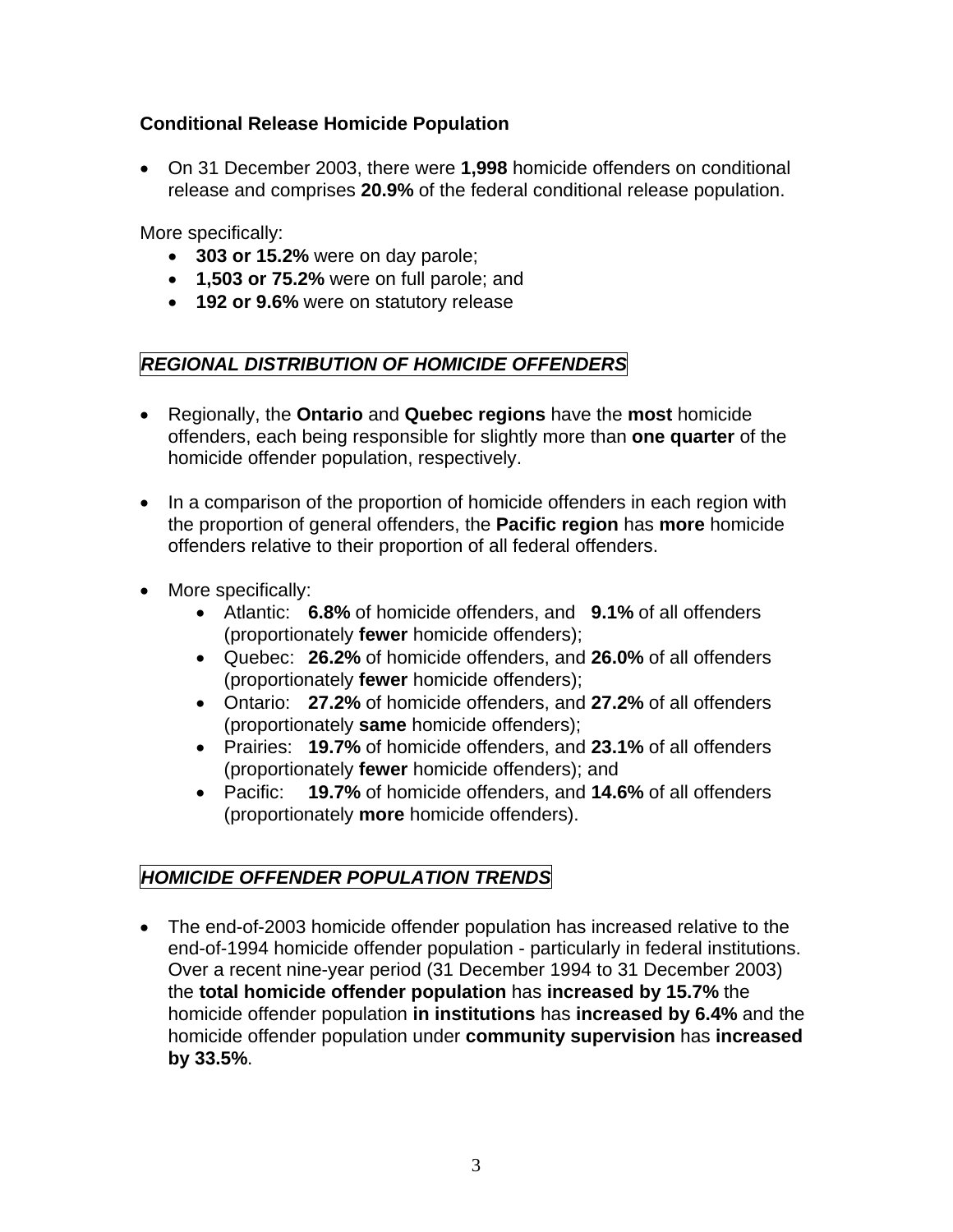**Conditional Release Homicide Population**

- On 31 December 2003, there were **1,998** homicide offenders on conditional release and comprises **20.9%** of the federal conditional release population.

More specifically:

- **303 or 15.2%** were on day parole;
- **1,503 or 75.2%** were on full parole; and
- **192 or 9.6%** were on statutory release

## *REGIONAL DISTRIBUTION OF HOMICIDE OFFENDERS*

- Regionally, the **Ontario** and **Quebec regions** have the **most** homicide offenders, each being responsible for slightly more than **one quarter** of the homicide offender population, respectively.

- In a comparison of the proportion of homicide offenders in each region with the proportion of general offenders, the **Pacific region** has **more** homicide offenders relative to their proportion of all federal offenders.

- More specifically:
    - Atlantic: **6.8%** of homicide offenders, and **9.1%** of all offenders (proportionately **fewer** homicide offenders);
    - Quebec: **26.2%** of homicide offenders, and **26.0%** of all offenders (proportionately **fewer** homicide offenders);
    - Ontario: **27.2%** of homicide offenders, and **27.2%** of all offenders (proportionately **same** homicide offenders);
    - Prairies: **19.7%** of homicide offenders, and **23.1%** of all offenders (proportionately **fewer** homicide offenders); and
    - Pacific: **19.7%** of homicide offenders, and **14.6%** of all offenders (proportionately **more** homicide offenders).

## *HOMICIDE OFFENDER POPULATION TRENDS*

- The end-of-2003 homicide offender population has increased relative to the end-of-1994 homicide offender population - particularly in federal institutions. Over a recent nine-year period (31 December 1994 to 31 December 2003) the **total homicide offender population** has **increased by 15.7%** the homicide offender population **in institutions** has **increased by 6.4%** and the homicide offender population under **community supervision** has **increased by 33.5%**.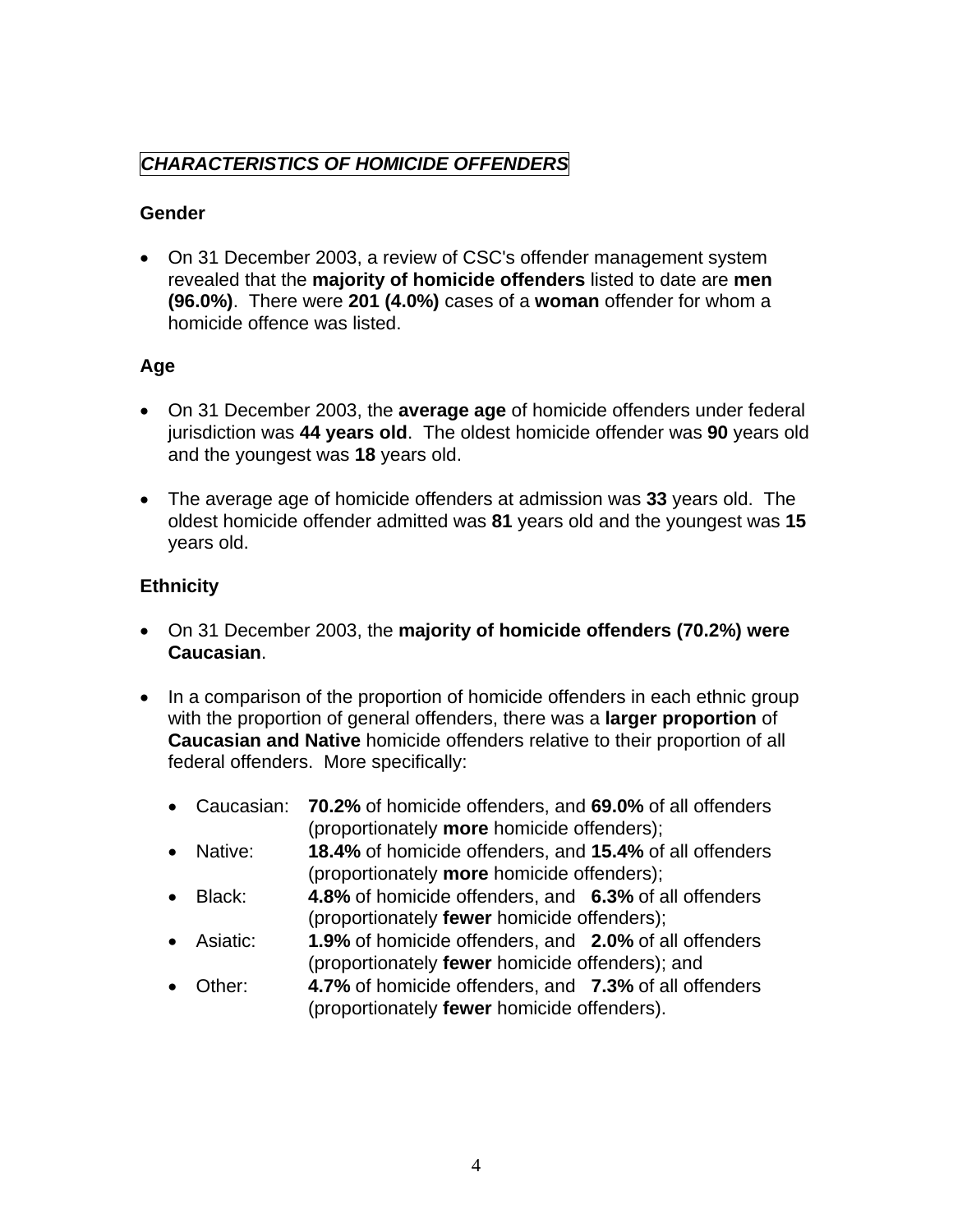## *CHARACTERISTICS OF HOMICIDE OFFENDERS*

### Gender

- On 31 December 2003, a review of CSC's offender management system revealed that the **majority of homicide offenders** listed to date are **men (96.0%)**. There were **201 (4.0%)** cases of a **woman** offender for whom a homicide offence was listed.

### Age

- On 31 December 2003, the **average age** of homicide offenders under federal jurisdiction was **44 years old**. The oldest homicide offender was **90** years old and the youngest was **18** years old.

- The average age of homicide offenders at admission was **33** years old. The oldest homicide offender admitted was **81** years old and the youngest was **15** years old.

### Ethnicity

- On 31 December 2003, the **majority of homicide offenders (70.2%) were Caucasian**.

- In a comparison of the proportion of homicide offenders in each ethnic group with the proportion of general offenders, there was a **larger proportion** of **Caucasian and Native** homicide offenders relative to their proportion of all federal offenders. More specifically:

  - Caucasian: **70.2%** of homicide offenders, and **69.0%** of all offenders (proportionately **more** homicide offenders);
  - Native: **18.4%** of homicide offenders, and **15.4%** of all offenders (proportionately **more** homicide offenders);
  - Black: **4.8%** of homicide offenders, and **6.3%** of all offenders (proportionately **fewer** homicide offenders);
  - Asiatic: **1.9%** of homicide offenders, and **2.0%** of all offenders (proportionately **fewer** homicide offenders); and
  - Other: **4.7%** of homicide offenders, and **7.3%** of all offenders (proportionately **fewer** homicide offenders).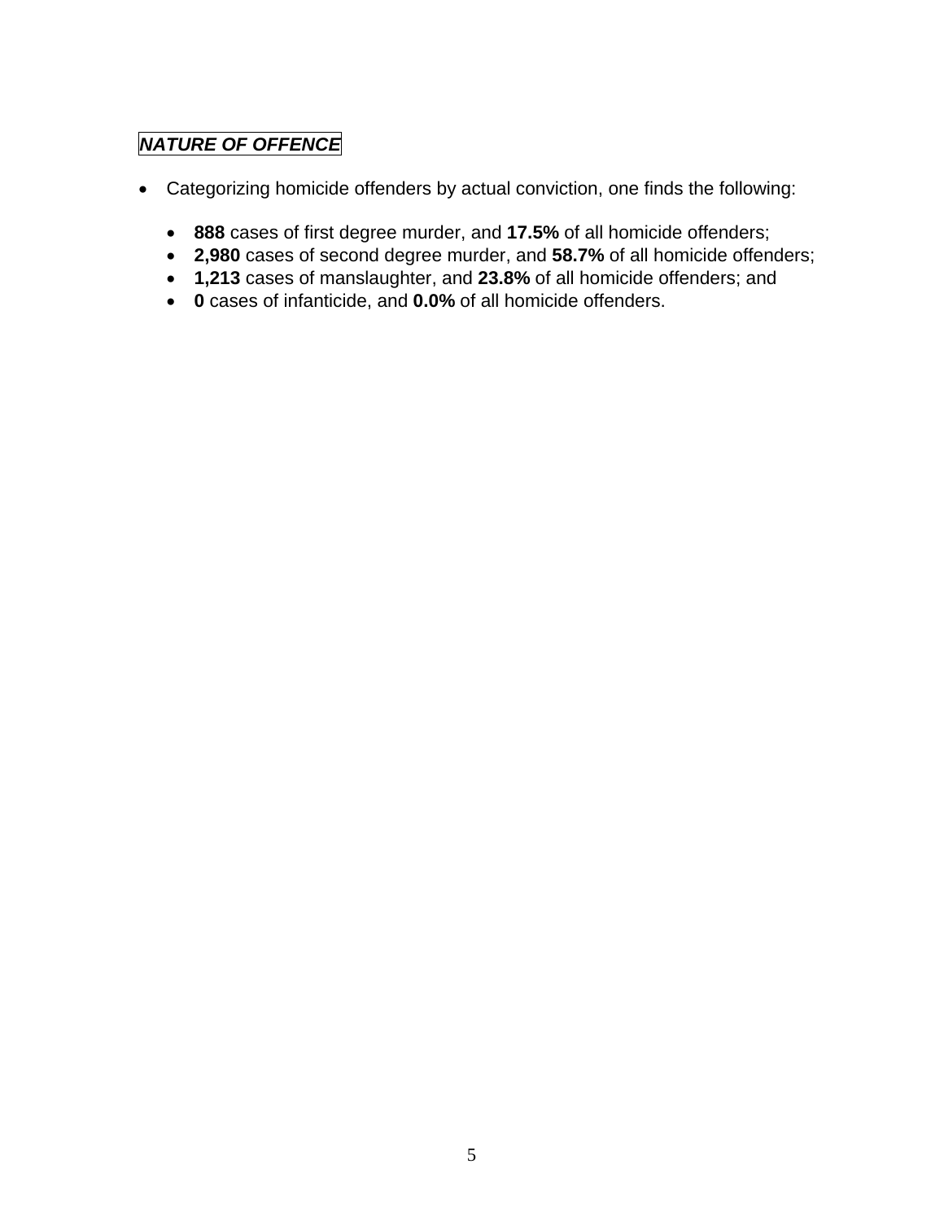***NATURE OF OFFENCE***

- Categorizing homicide offenders by actual conviction, one finds the following:

  - **888** cases of first degree murder, and **17.5%** of all homicide offenders;
  - **2,980** cases of second degree murder, and **58.7%** of all homicide offenders;
  - **1,213** cases of manslaughter, and **23.8%** of all homicide offenders; and
  - **0** cases of infanticide, and **0.0%** of all homicide offenders.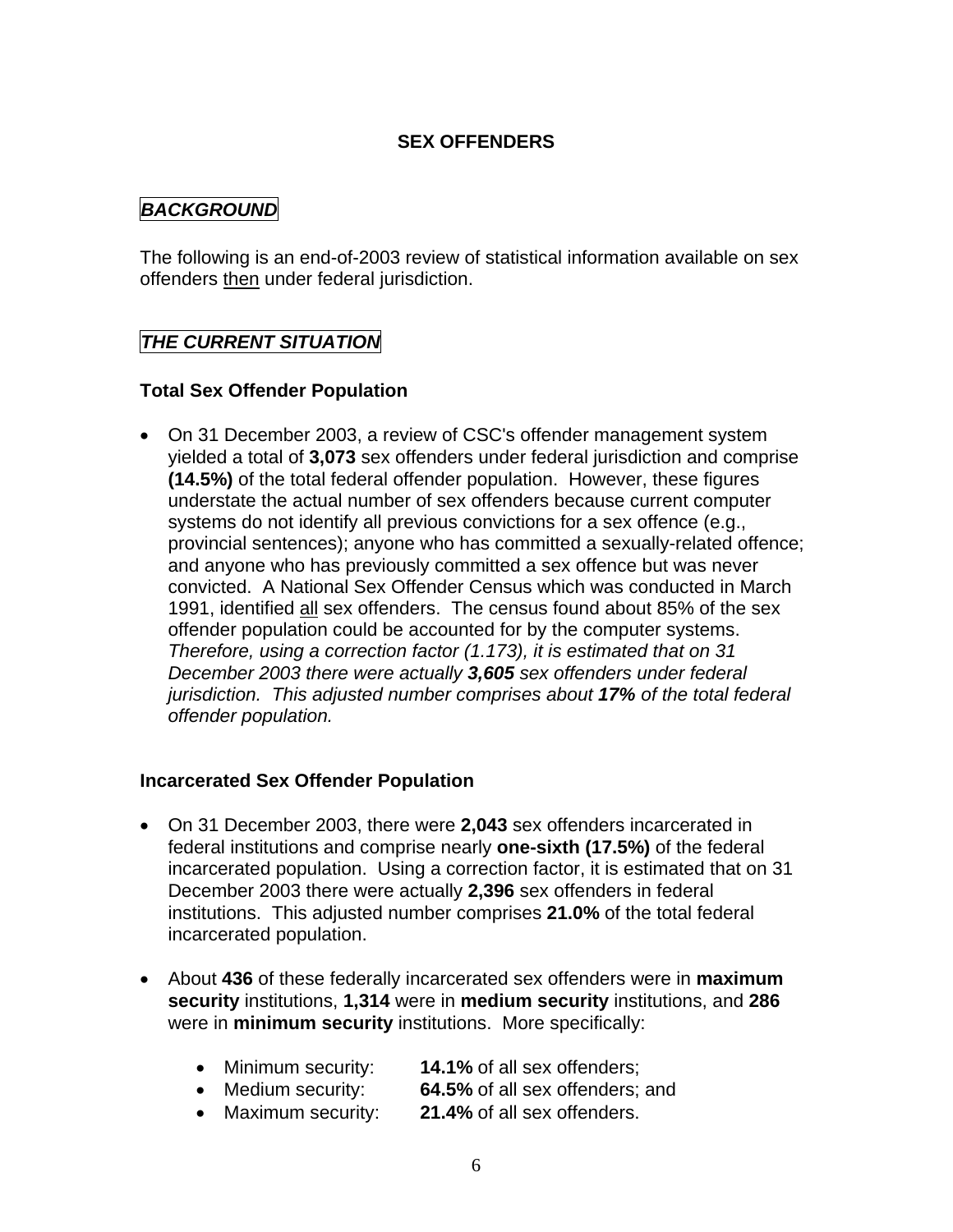# SEX OFFENDERS

## *BACKGROUND*

The following is an end-of-2003 review of statistical information available on sex offenders then under federal jurisdiction.

## *THE CURRENT SITUATION*

### Total Sex Offender Population

- On 31 December 2003, a review of CSC's offender management system yielded a total of **3,073** sex offenders under federal jurisdiction and comprise **(14.5%)** of the total federal offender population. However, these figures understate the actual number of sex offenders because current computer systems do not identify all previous convictions for a sex offence (e.g., provincial sentences); anyone who has committed a sexually-related offence; and anyone who has previously committed a sex offence but was never convicted. A National Sex Offender Census which was conducted in March 1991, identified all sex offenders. The census found about 85% of the sex offender population could be accounted for by the computer systems. *Therefore, using a correction factor (1.173), it is estimated that on 31 December 2003 there were actually **3,605** sex offenders under federal jurisdiction. This adjusted number comprises about **17%** of the total federal offender population.*

### Incarcerated Sex Offender Population

- On 31 December 2003, there were **2,043** sex offenders incarcerated in federal institutions and comprise nearly **one-sixth (17.5%)** of the federal incarcerated population. Using a correction factor, it is estimated that on 31 December 2003 there were actually **2,396** sex offenders in federal institutions. This adjusted number comprises **21.0%** of the total federal incarcerated population.

- About **436** of these federally incarcerated sex offenders were in **maximum security** institutions, **1,314** were in **medium security** institutions, and **286** were in **minimum security** institutions. More specifically:

  - Minimum security: **14.1%** of all sex offenders;
  - Medium security: **64.5%** of all sex offenders; and
  - Maximum security: **21.4%** of all sex offenders.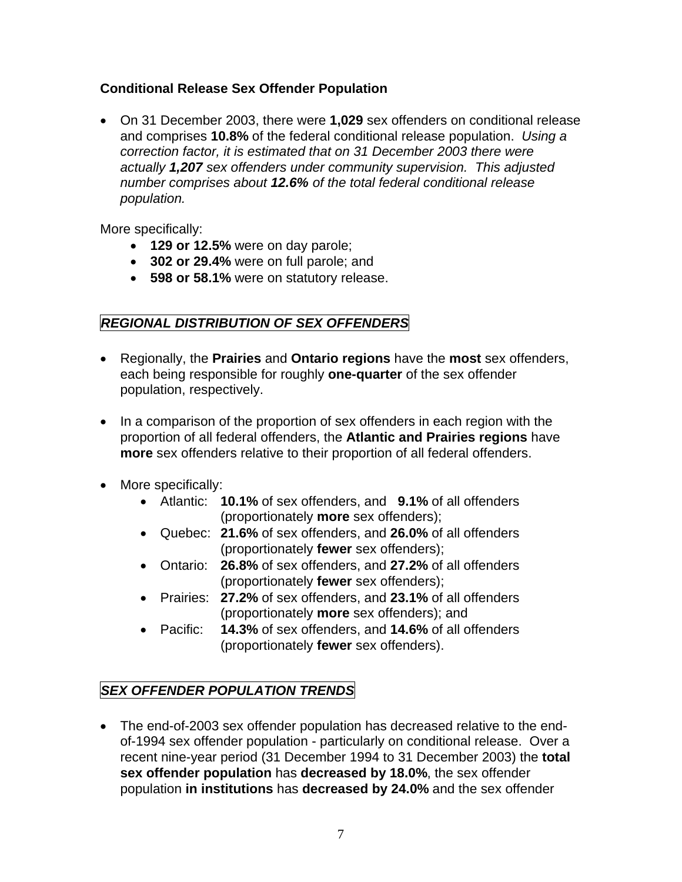**Conditional Release Sex Offender Population**

- On 31 December 2003, there were **1,029** sex offenders on conditional release and comprises **10.8%** of the federal conditional release population. *Using a correction factor, it is estimated that on 31 December 2003 there were actually **1,207** sex offenders under community supervision. This adjusted number comprises about **12.6%** of the total federal conditional release population.*

More specifically:

- **129 or 12.5%** were on day parole;
- **302 or 29.4%** were on full parole; and
- **598 or 58.1%** were on statutory release.

## *REGIONAL DISTRIBUTION OF SEX OFFENDERS*

- Regionally, the **Prairies** and **Ontario regions** have the **most** sex offenders, each being responsible for roughly **one-quarter** of the sex offender population, respectively.

- In a comparison of the proportion of sex offenders in each region with the proportion of all federal offenders, the **Atlantic and Prairies regions** have **more** sex offenders relative to their proportion of all federal offenders.

- More specifically:
  - Atlantic: **10.1%** of sex offenders, and **9.1%** of all offenders (proportionately **more** sex offenders);
  - Quebec: **21.6%** of sex offenders, and **26.0%** of all offenders (proportionately **fewer** sex offenders);
  - Ontario: **26.8%** of sex offenders, and **27.2%** of all offenders (proportionately **fewer** sex offenders);
  - Prairies: **27.2%** of sex offenders, and **23.1%** of all offenders (proportionately **more** sex offenders); and
  - Pacific: **14.3%** of sex offenders, and **14.6%** of all offenders (proportionately **fewer** sex offenders).

## *SEX OFFENDER POPULATION TRENDS*

- The end-of-2003 sex offender population has decreased relative to the end-of-1994 sex offender population - particularly on conditional release. Over a recent nine-year period (31 December 1994 to 31 December 2003) the **total sex offender population** has **decreased by 18.0%**, the sex offender population **in institutions** has **decreased by 24.0%** and the sex offender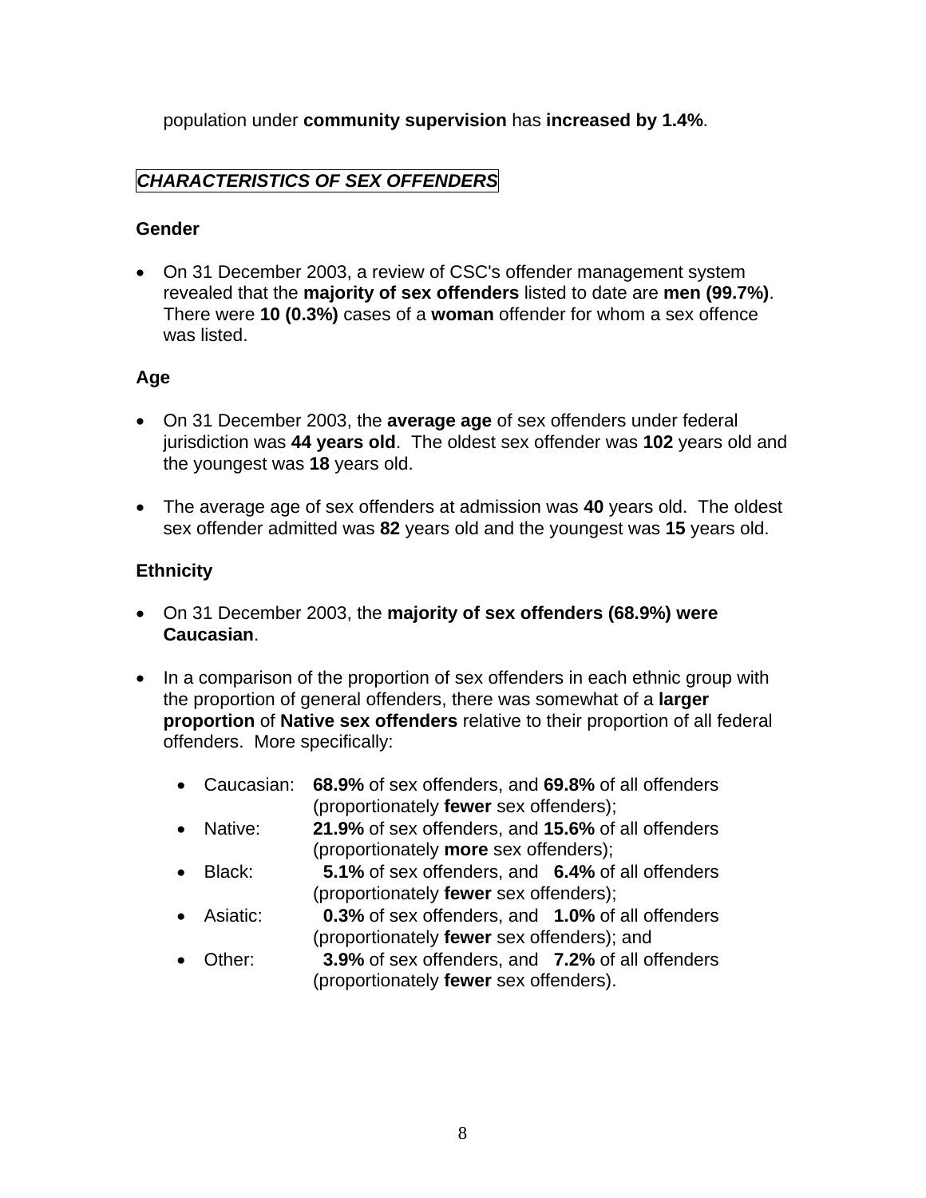population under **community supervision** has **increased by 1.4%**.

## *CHARACTERISTICS OF SEX OFFENDERS*

### Gender

- On 31 December 2003, a review of CSC's offender management system revealed that the **majority of sex offenders** listed to date are **men (99.7%)**. There were **10 (0.3%)** cases of a **woman** offender for whom a sex offence was listed.

### Age

- On 31 December 2003, the **average age** of sex offenders under federal jurisdiction was **44 years old**. The oldest sex offender was **102** years old and the youngest was **18** years old.

- The average age of sex offenders at admission was **40** years old. The oldest sex offender admitted was **82** years old and the youngest was **15** years old.

### Ethnicity

- On 31 December 2003, the **majority of sex offenders (68.9%) were Caucasian**.

- In a comparison of the proportion of sex offenders in each ethnic group with the proportion of general offenders, there was somewhat of a **larger proportion** of **Native sex offenders** relative to their proportion of all federal offenders. More specifically:

  - Caucasian: **68.9%** of sex offenders, and **69.8%** of all offenders (proportionately **fewer** sex offenders);
  - Native: **21.9%** of sex offenders, and **15.6%** of all offenders (proportionately **more** sex offenders);
  - Black: **5.1%** of sex offenders, and **6.4%** of all offenders (proportionately **fewer** sex offenders);
  - Asiatic: **0.3%** of sex offenders, and **1.0%** of all offenders (proportionately **fewer** sex offenders); and
  - Other: **3.9%** of sex offenders, and **7.2%** of all offenders (proportionately **fewer** sex offenders).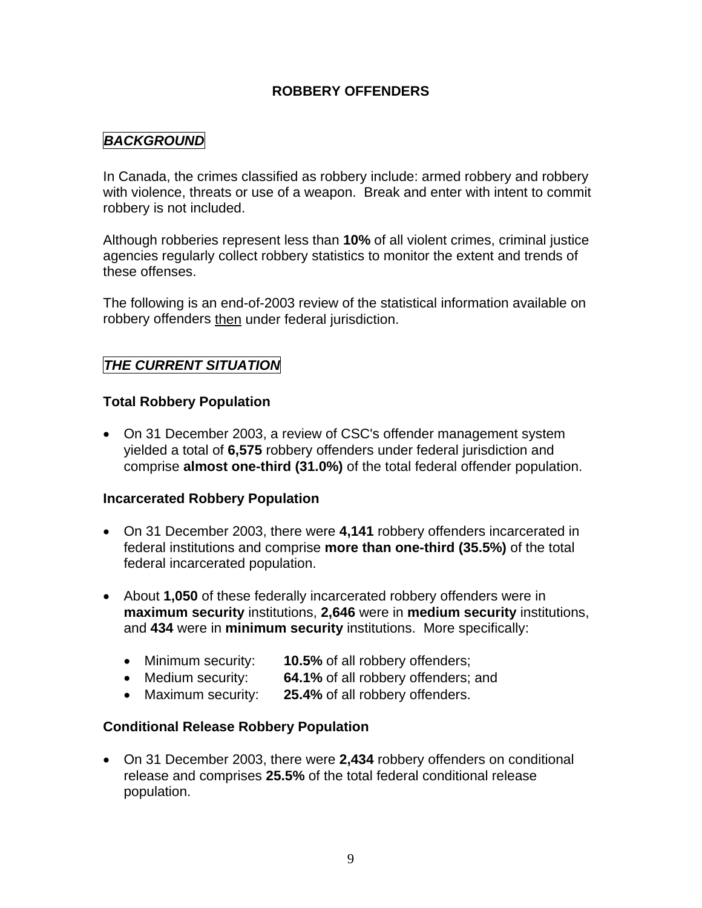# ROBBERY OFFENDERS

## *BACKGROUND*

In Canada, the crimes classified as robbery include: armed robbery and robbery with violence, threats or use of a weapon. Break and enter with intent to commit robbery is not included.

Although robberies represent less than **10%** of all violent crimes, criminal justice agencies regularly collect robbery statistics to monitor the extent and trends of these offenses.

The following is an end-of-2003 review of the statistical information available on robbery offenders <u>then</u> under federal jurisdiction.

## *THE CURRENT SITUATION*

### Total Robbery Population

- On 31 December 2003, a review of CSC's offender management system yielded a total of **6,575** robbery offenders under federal jurisdiction and comprise **almost one-third (31.0%)** of the total federal offender population.

### Incarcerated Robbery Population

- On 31 December 2003, there were **4,141** robbery offenders incarcerated in federal institutions and comprise **more than one-third (35.5%)** of the total federal incarcerated population.
- About **1,050** of these federally incarcerated robbery offenders were in **maximum security** institutions, **2,646** were in **medium security** institutions, and **434** were in **minimum security** institutions. More specifically:
  - Minimum security: **10.5%** of all robbery offenders;
  - Medium security: **64.1%** of all robbery offenders; and
  - Maximum security: **25.4%** of all robbery offenders.

### Conditional Release Robbery Population

- On 31 December 2003, there were **2,434** robbery offenders on conditional release and comprises **25.5%** of the total federal conditional release population.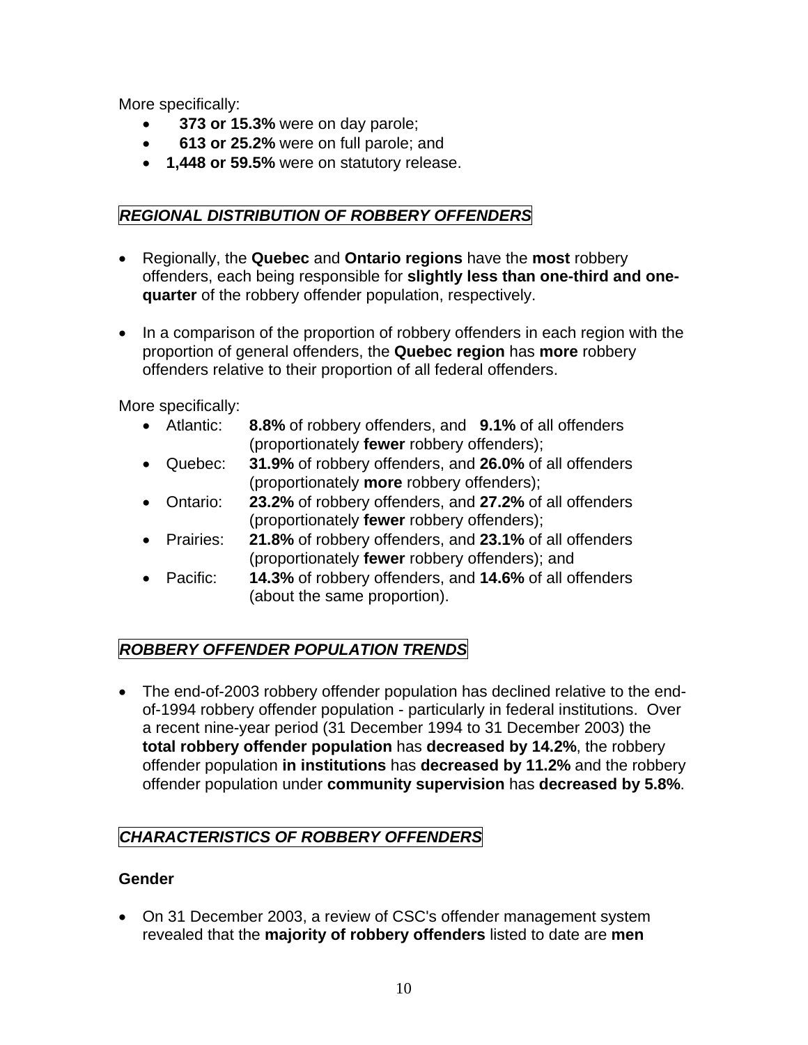More specifically:

- **373 or 15.3%** were on day parole;
- **613 or 25.2%** were on full parole; and
- **1,448 or 59.5%** were on statutory release.

## *REGIONAL DISTRIBUTION OF ROBBERY OFFENDERS*

- Regionally, the **Quebec** and **Ontario regions** have the **most** robbery offenders, each being responsible for **slightly less than one-third and one-quarter** of the robbery offender population, respectively.

- In a comparison of the proportion of robbery offenders in each region with the proportion of general offenders, the **Quebec region** has **more** robbery offenders relative to their proportion of all federal offenders.

More specifically:

- Atlantic: **8.8%** of robbery offenders, and **9.1%** of all offenders (proportionately **fewer** robbery offenders);
- Quebec: **31.9%** of robbery offenders, and **26.0%** of all offenders (proportionately **more** robbery offenders);
- Ontario: **23.2%** of robbery offenders, and **27.2%** of all offenders (proportionately **fewer** robbery offenders);
- Prairies: **21.8%** of robbery offenders, and **23.1%** of all offenders (proportionately **fewer** robbery offenders); and
- Pacific: **14.3%** of robbery offenders, and **14.6%** of all offenders (about the same proportion).

## *ROBBERY OFFENDER POPULATION TRENDS*

- The end-of-2003 robbery offender population has declined relative to the end-of-1994 robbery offender population - particularly in federal institutions. Over a recent nine-year period (31 December 1994 to 31 December 2003) the **total robbery offender population** has **decreased by 14.2%**, the robbery offender population **in institutions** has **decreased by 11.2%** and the robbery offender population under **community supervision** has **decreased by 5.8%**.

## *CHARACTERISTICS OF ROBBERY OFFENDERS*

### Gender

- On 31 December 2003, a review of CSC's offender management system revealed that the **majority of robbery offenders** listed to date are **men**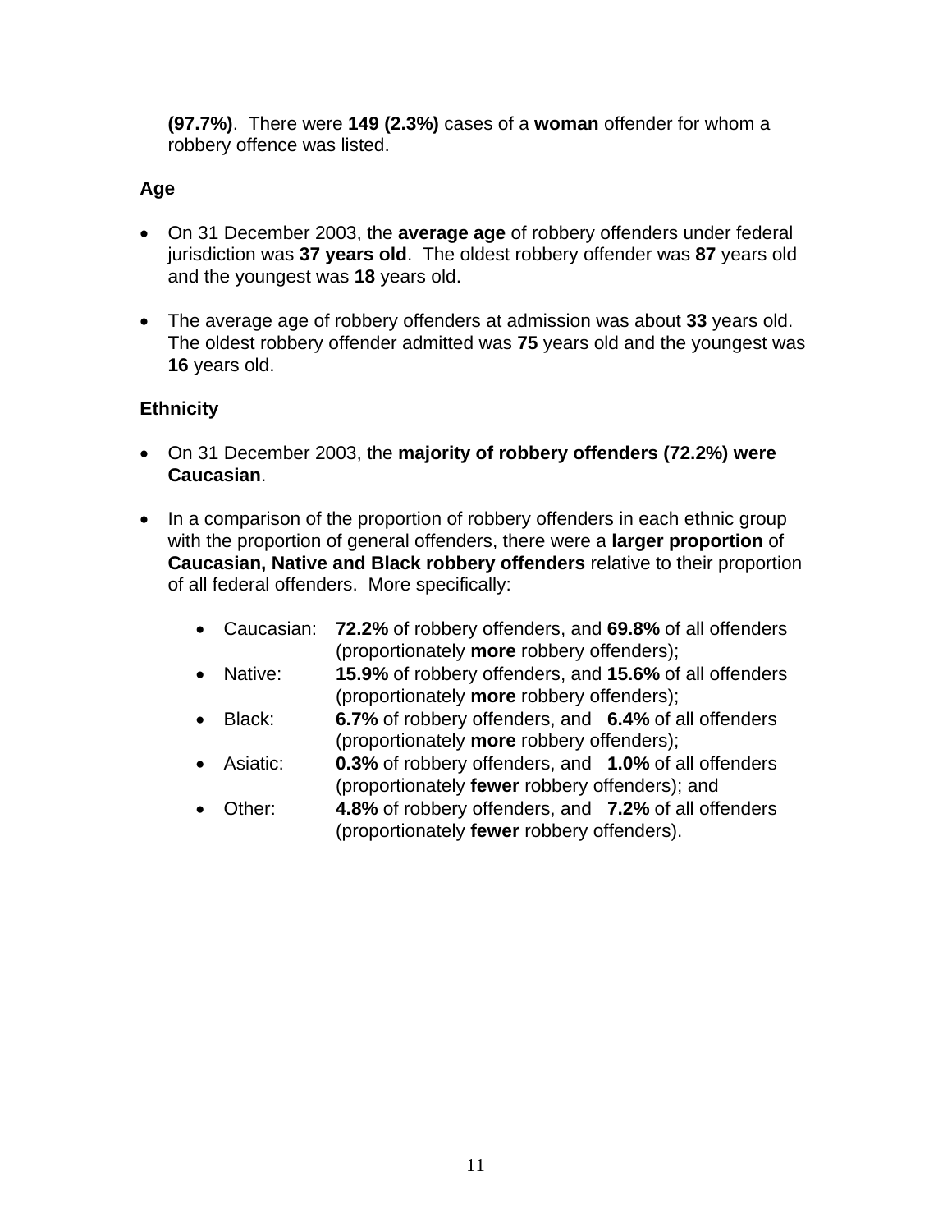**(97.7%)**. There were **149 (2.3%)** cases of a **woman** offender for whom a robbery offence was listed.

### Age

- On 31 December 2003, the **average age** of robbery offenders under federal jurisdiction was **37 years old**. The oldest robbery offender was **87** years old and the youngest was **18** years old.

- The average age of robbery offenders at admission was about **33** years old. The oldest robbery offender admitted was **75** years old and the youngest was **16** years old.

### Ethnicity

- On 31 December 2003, the **majority of robbery offenders (72.2%) were Caucasian**.

- In a comparison of the proportion of robbery offenders in each ethnic group with the proportion of general offenders, there were a **larger proportion** of **Caucasian, Native and Black robbery offenders** relative to their proportion of all federal offenders. More specifically:

  - Caucasian: **72.2%** of robbery offenders, and **69.8%** of all offenders (proportionately **more** robbery offenders);
  - Native: **15.9%** of robbery offenders, and **15.6%** of all offenders (proportionately **more** robbery offenders);
  - Black: **6.7%** of robbery offenders, and **6.4%** of all offenders (proportionately **more** robbery offenders);
  - Asiatic: **0.3%** of robbery offenders, and **1.0%** of all offenders (proportionately **fewer** robbery offenders); and
  - Other: **4.8%** of robbery offenders, and **7.2%** of all offenders (proportionately **fewer** robbery offenders).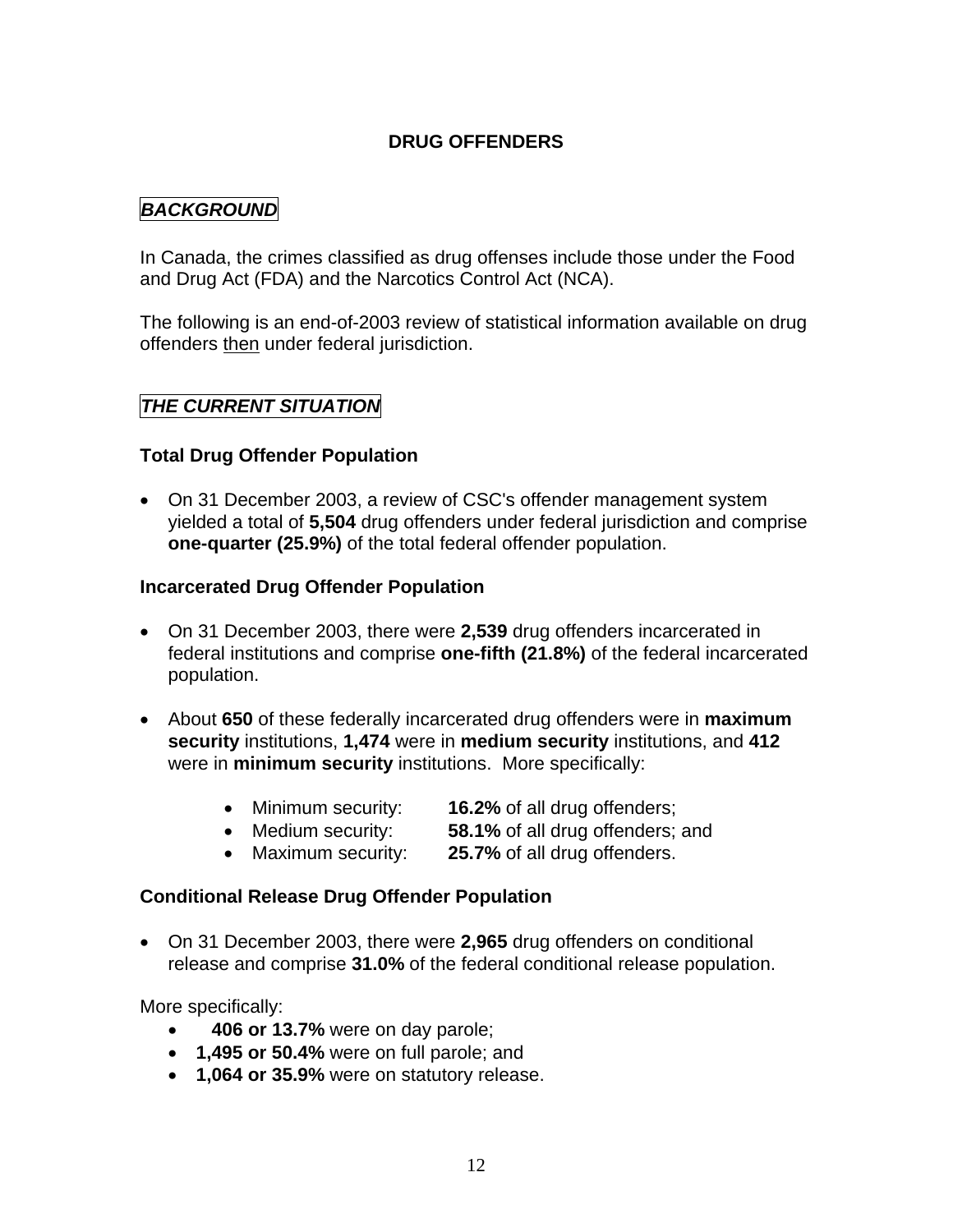# DRUG OFFENDERS

## *BACKGROUND*

In Canada, the crimes classified as drug offenses include those under the Food and Drug Act (FDA) and the Narcotics Control Act (NCA).

The following is an end-of-2003 review of statistical information available on drug offenders <u>then</u> under federal jurisdiction.

## *THE CURRENT SITUATION*

### Total Drug Offender Population

- On 31 December 2003, a review of CSC's offender management system yielded a total of **5,504** drug offenders under federal jurisdiction and comprise **one-quarter (25.9%)** of the total federal offender population.

### Incarcerated Drug Offender Population

- On 31 December 2003, there were **2,539** drug offenders incarcerated in federal institutions and comprise **one-fifth (21.8%)** of the federal incarcerated population.

- About **650** of these federally incarcerated drug offenders were in **maximum security** institutions, **1,474** were in **medium security** institutions, and **412** were in **minimum security** institutions. More specifically:

    - Minimum security: **16.2%** of all drug offenders;
    - Medium security: **58.1%** of all drug offenders; and
    - Maximum security: **25.7%** of all drug offenders.

### Conditional Release Drug Offender Population

- On 31 December 2003, there were **2,965** drug offenders on conditional release and comprise **31.0%** of the federal conditional release population.

More specifically:

- **406 or 13.7%** were on day parole;
- **1,495 or 50.4%** were on full parole; and
- **1,064 or 35.9%** were on statutory release.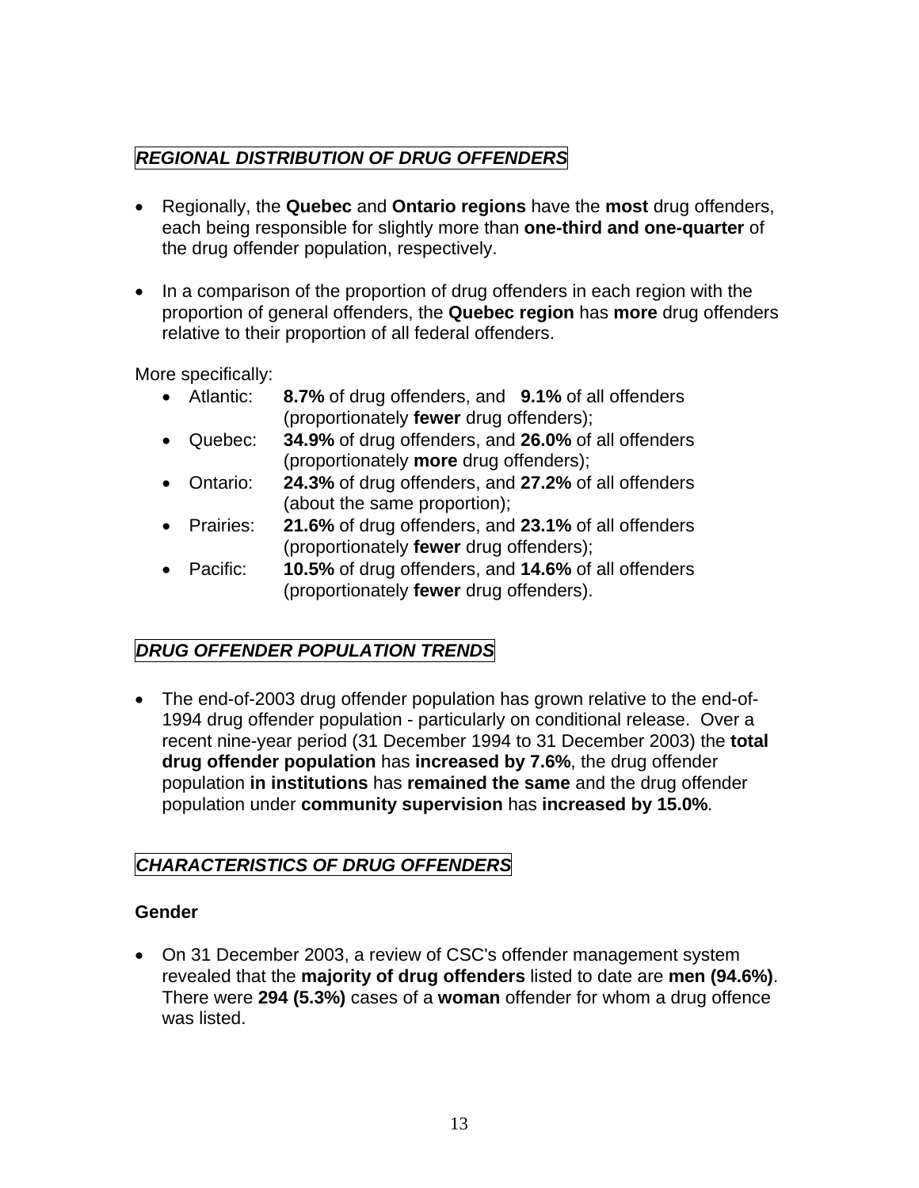## ***REGIONAL DISTRIBUTION OF DRUG OFFENDERS***

- Regionally, the **Quebec** and **Ontario regions** have the **most** drug offenders, each being responsible for slightly more than **one-third and one-quarter** of the drug offender population, respectively.

- In a comparison of the proportion of drug offenders in each region with the proportion of general offenders, the **Quebec region** has **more** drug offenders relative to their proportion of all federal offenders.

More specifically:

- Atlantic: **8.7%** of drug offenders, and **9.1%** of all offenders (proportionately **fewer** drug offenders);
- Quebec: **34.9%** of drug offenders, and **26.0%** of all offenders (proportionately **more** drug offenders);
- Ontario: **24.3%** of drug offenders, and **27.2%** of all offenders (about the same proportion);
- Prairies: **21.6%** of drug offenders, and **23.1%** of all offenders (proportionately **fewer** drug offenders);
- Pacific: **10.5%** of drug offenders, and **14.6%** of all offenders (proportionately **fewer** drug offenders).

## ***DRUG OFFENDER POPULATION TRENDS***

- The end-of-2003 drug offender population has grown relative to the end-of-1994 drug offender population - particularly on conditional release. Over a recent nine-year period (31 December 1994 to 31 December 2003) the **total drug offender population** has **increased by 7.6%**, the drug offender population **in institutions** has **remained the same** and the drug offender population under **community supervision** has **increased by 15.0%**.

## ***CHARACTERISTICS OF DRUG OFFENDERS***

### Gender

- On 31 December 2003, a review of CSC's offender management system revealed that the **majority of drug offenders** listed to date are **men (94.6%)**. There were **294 (5.3%)** cases of a **woman** offender for whom a drug offence was listed.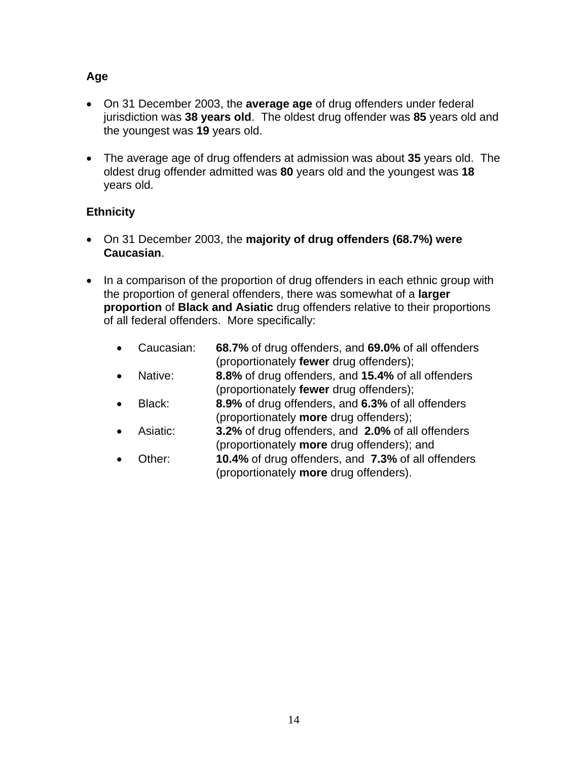## Age

- On 31 December 2003, the **average age** of drug offenders under federal jurisdiction was **38 years old**. The oldest drug offender was **85** years old and the youngest was **19** years old.

- The average age of drug offenders at admission was about **35** years old. The oldest drug offender admitted was **80** years old and the youngest was **18** years old.

## Ethnicity

- On 31 December 2003, the **majority of drug offenders (68.7%) were Caucasian**.

- In a comparison of the proportion of drug offenders in each ethnic group with the proportion of general offenders, there was somewhat of a **larger proportion** of **Black and Asiatic** drug offenders relative to their proportions of all federal offenders. More specifically:

  - Caucasian: **68.7%** of drug offenders, and **69.0%** of all offenders (proportionately **fewer** drug offenders);
  - Native: **8.8%** of drug offenders, and **15.4%** of all offenders (proportionately **fewer** drug offenders);
  - Black: **8.9%** of drug offenders, and **6.3%** of all offenders (proportionately **more** drug offenders);
  - Asiatic: **3.2%** of drug offenders, and **2.0%** of all offenders (proportionately **more** drug offenders); and
  - Other: **10.4%** of drug offenders, and **7.3%** of all offenders (proportionately **more** drug offenders).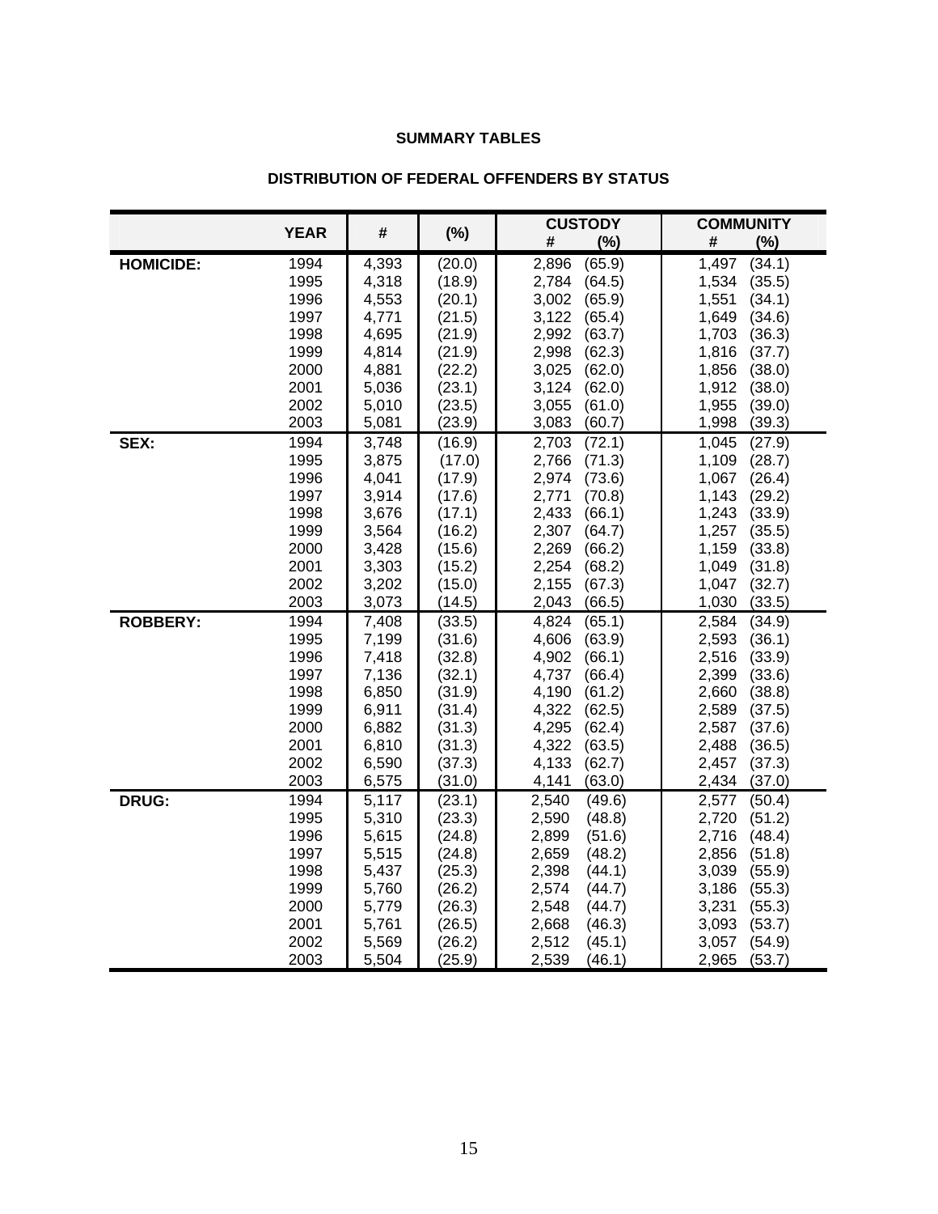## SUMMARY TABLES

### DISTRIBUTION OF FEDERAL OFFENDERS BY STATUS

| | YEAR | # | (%) | CUSTODY | | COMMUNITY | |
|---|---|---|---|---|---|---|---|
| | | | | # | (%) | # | (%) |
| **HOMICIDE:** | 1994 | 4,393 | (20.0) | 2,896 | (65.9) | 1,497 | (34.1) |
| | 1995 | 4,318 | (18.9) | 2,784 | (64.5) | 1,534 | (35.5) |
| | 1996 | 4,553 | (20.1) | 3,002 | (65.9) | 1,551 | (34.1) |
| | 1997 | 4,771 | (21.5) | 3,122 | (65.4) | 1,649 | (34.6) |
| | 1998 | 4,695 | (21.9) | 2,992 | (63.7) | 1,703 | (36.3) |
| | 1999 | 4,814 | (21.9) | 2,998 | (62.3) | 1,816 | (37.7) |
| | 2000 | 4,881 | (22.2) | 3,025 | (62.0) | 1,856 | (38.0) |
| | 2001 | 5,036 | (23.1) | 3,124 | (62.0) | 1,912 | (38.0) |
| | 2002 | 5,010 | (23.5) | 3,055 | (61.0) | 1,955 | (39.0) |
| | 2003 | 5,081 | (23.9) | 3,083 | (60.7) | 1,998 | (39.3) |
| **SEX:** | 1994 | 3,748 | (16.9) | 2,703 | (72.1) | 1,045 | (27.9) |
| | 1995 | 3,875 | (17.0) | 2,766 | (71.3) | 1,109 | (28.7) |
| | 1996 | 4,041 | (17.9) | 2,974 | (73.6) | 1,067 | (26.4) |
| | 1997 | 3,914 | (17.6) | 2,771 | (70.8) | 1,143 | (29.2) |
| | 1998 | 3,676 | (17.1) | 2,433 | (66.1) | 1,243 | (33.9) |
| | 1999 | 3,564 | (16.2) | 2,307 | (64.7) | 1,257 | (35.5) |
| | 2000 | 3,428 | (15.6) | 2,269 | (66.2) | 1,159 | (33.8) |
| | 2001 | 3,303 | (15.2) | 2,254 | (68.2) | 1,049 | (31.8) |
| | 2002 | 3,202 | (15.0) | 2,155 | (67.3) | 1,047 | (32.7) |
| | 2003 | 3,073 | (14.5) | 2,043 | (66.5) | 1,030 | (33.5) |
| **ROBBERY:** | 1994 | 7,408 | (33.5) | 4,824 | (65.1) | 2,584 | (34.9) |
| | 1995 | 7,199 | (31.6) | 4,606 | (63.9) | 2,593 | (36.1) |
| | 1996 | 7,418 | (32.8) | 4,902 | (66.1) | 2,516 | (33.9) |
| | 1997 | 7,136 | (32.1) | 4,737 | (66.4) | 2,399 | (33.6) |
| | 1998 | 6,850 | (31.9) | 4,190 | (61.2) | 2,660 | (38.8) |
| | 1999 | 6,911 | (31.4) | 4,322 | (62.5) | 2,589 | (37.5) |
| | 2000 | 6,882 | (31.3) | 4,295 | (62.4) | 2,587 | (37.6) |
| | 2001 | 6,810 | (31.3) | 4,322 | (63.5) | 2,488 | (36.5) |
| | 2002 | 6,590 | (37.3) | 4,133 | (62.7) | 2,457 | (37.3) |
| | 2003 | 6,575 | (31.0) | 4,141 | (63.0) | 2,434 | (37.0) |
| **DRUG:** | 1994 | 5,117 | (23.1) | 2,540 | (49.6) | 2,577 | (50.4) |
| | 1995 | 5,310 | (23.3) | 2,590 | (48.8) | 2,720 | (51.2) |
| | 1996 | 5,615 | (24.8) | 2,899 | (51.6) | 2,716 | (48.4) |
| | 1997 | 5,515 | (24.8) | 2,659 | (48.2) | 2,856 | (51.8) |
| | 1998 | 5,437 | (25.3) | 2,398 | (44.1) | 3,039 | (55.9) |
| | 1999 | 5,760 | (26.2) | 2,574 | (44.7) | 3,186 | (55.3) |
| | 2000 | 5,779 | (26.3) | 2,548 | (44.7) | 3,231 | (55.3) |
| | 2001 | 5,761 | (26.5) | 2,668 | (46.3) | 3,093 | (53.7) |
| | 2002 | 5,569 | (26.2) | 2,512 | (45.1) | 3,057 | (54.9) |
| | 2003 | 5,504 | (25.9) | 2,539 | (46.1) | 2,965 | (53.7) |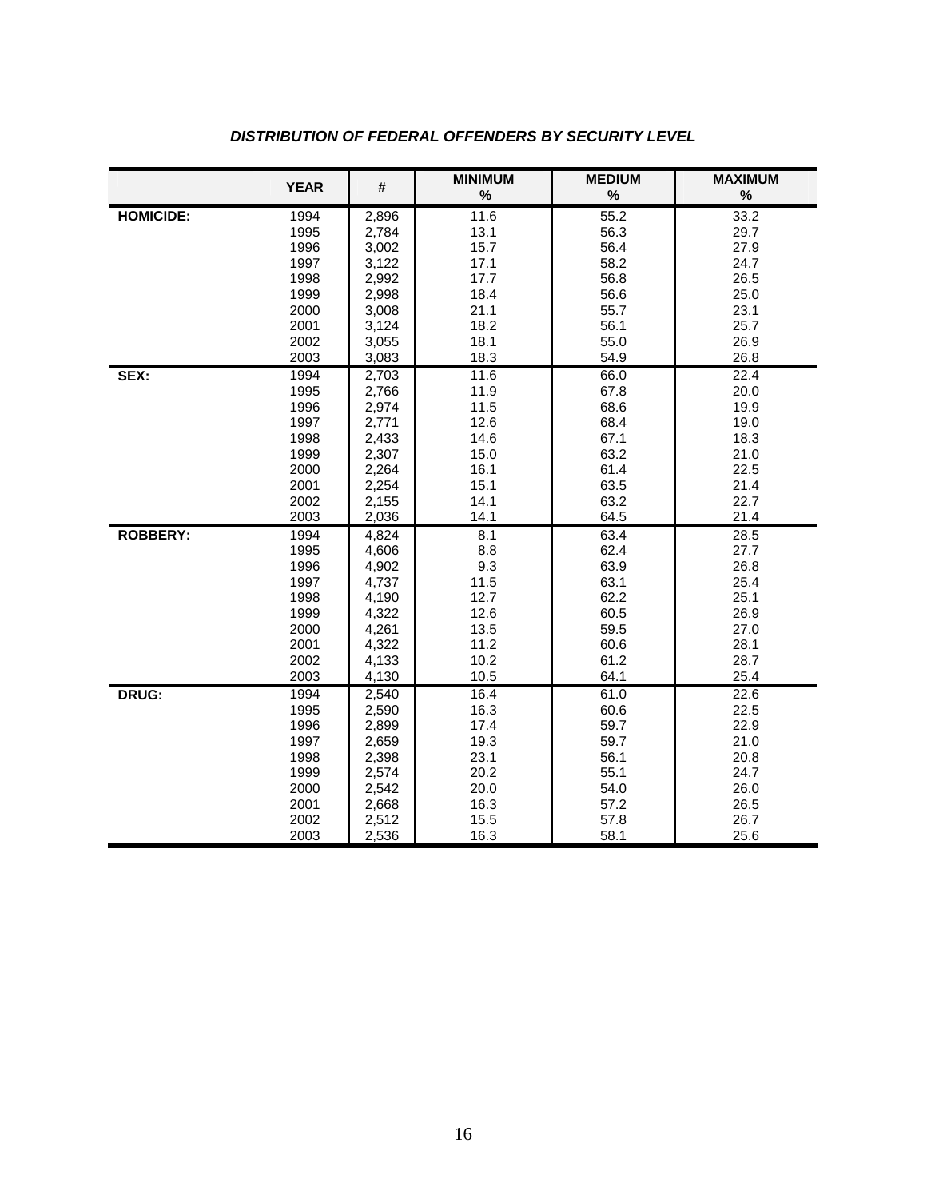***DISTRIBUTION OF FEDERAL OFFENDERS BY SECURITY LEVEL***

| | YEAR | # | MINIMUM % | MEDIUM % | MAXIMUM % |
|---|---|---|---|---|---|
| **HOMICIDE:** | 1994 | 2,896 | 11.6 | 55.2 | 33.2 |
| | 1995 | 2,784 | 13.1 | 56.3 | 29.7 |
| | 1996 | 3,002 | 15.7 | 56.4 | 27.9 |
| | 1997 | 3,122 | 17.1 | 58.2 | 24.7 |
| | 1998 | 2,992 | 17.7 | 56.8 | 26.5 |
| | 1999 | 2,998 | 18.4 | 56.6 | 25.0 |
| | 2000 | 3,008 | 21.1 | 55.7 | 23.1 |
| | 2001 | 3,124 | 18.2 | 56.1 | 25.7 |
| | 2002 | 3,055 | 18.1 | 55.0 | 26.9 |
| | 2003 | 3,083 | 18.3 | 54.9 | 26.8 |
| **SEX:** | 1994 | 2,703 | 11.6 | 66.0 | 22.4 |
| | 1995 | 2,766 | 11.9 | 67.8 | 20.0 |
| | 1996 | 2,974 | 11.5 | 68.6 | 19.9 |
| | 1997 | 2,771 | 12.6 | 68.4 | 19.0 |
| | 1998 | 2,433 | 14.6 | 67.1 | 18.3 |
| | 1999 | 2,307 | 15.0 | 63.2 | 21.0 |
| | 2000 | 2,264 | 16.1 | 61.4 | 22.5 |
| | 2001 | 2,254 | 15.1 | 63.5 | 21.4 |
| | 2002 | 2,155 | 14.1 | 63.2 | 22.7 |
| | 2003 | 2,036 | 14.1 | 64.5 | 21.4 |
| **ROBBERY:** | 1994 | 4,824 | 8.1 | 63.4 | 28.5 |
| | 1995 | 4,606 | 8.8 | 62.4 | 27.7 |
| | 1996 | 4,902 | 9.3 | 63.9 | 26.8 |
| | 1997 | 4,737 | 11.5 | 63.1 | 25.4 |
| | 1998 | 4,190 | 12.7 | 62.2 | 25.1 |
| | 1999 | 4,322 | 12.6 | 60.5 | 26.9 |
| | 2000 | 4,261 | 13.5 | 59.5 | 27.0 |
| | 2001 | 4,322 | 11.2 | 60.6 | 28.1 |
| | 2002 | 4,133 | 10.2 | 61.2 | 28.7 |
| | 2003 | 4,130 | 10.5 | 64.1 | 25.4 |
| **DRUG:** | 1994 | 2,540 | 16.4 | 61.0 | 22.6 |
| | 1995 | 2,590 | 16.3 | 60.6 | 22.5 |
| | 1996 | 2,899 | 17.4 | 59.7 | 22.9 |
| | 1997 | 2,659 | 19.3 | 59.7 | 21.0 |
| | 1998 | 2,398 | 23.1 | 56.1 | 20.8 |
| | 1999 | 2,574 | 20.2 | 55.1 | 24.7 |
| | 2000 | 2,542 | 20.0 | 54.0 | 26.0 |
| | 2001 | 2,668 | 16.3 | 57.2 | 26.5 |
| | 2002 | 2,512 | 15.5 | 57.8 | 26.7 |
| | 2003 | 2,536 | 16.3 | 58.1 | 25.6 |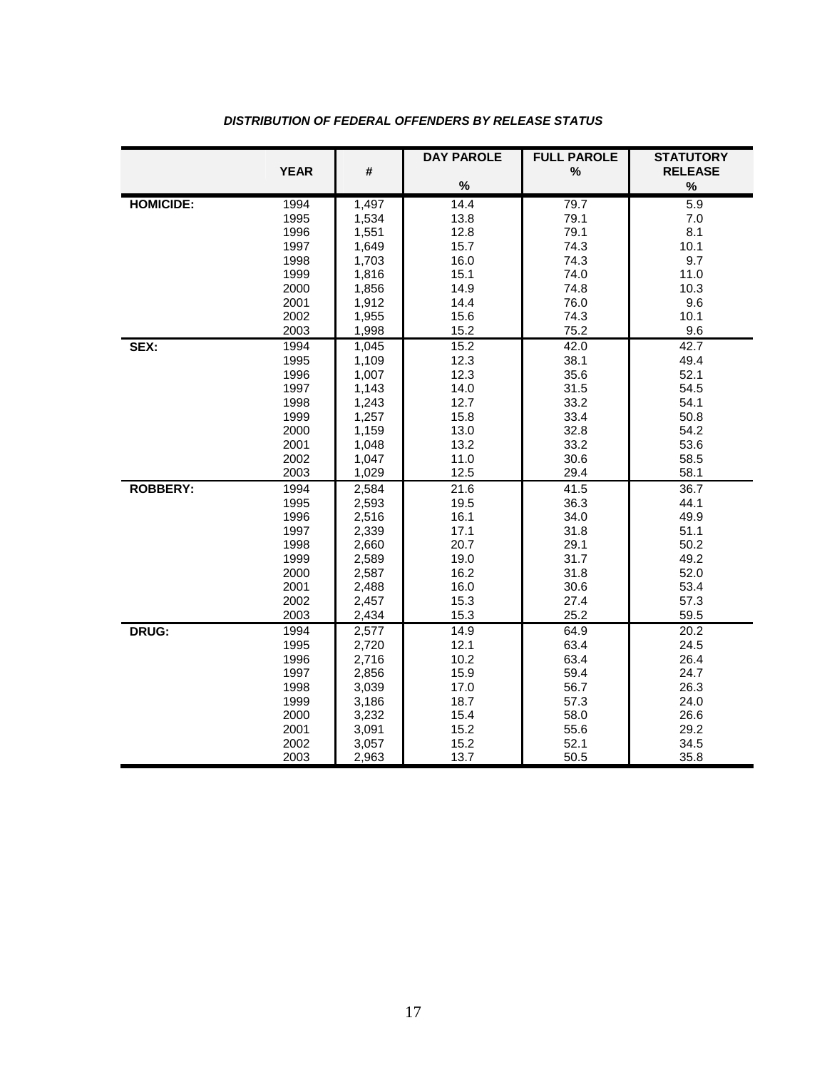***DISTRIBUTION OF FEDERAL OFFENDERS BY RELEASE STATUS***

| | YEAR | # | DAY PAROLE % | FULL PAROLE % | STATUTORY RELEASE % |
|---|---|---|---|---|---|
| **HOMICIDE:** | 1994 | 1,497 | 14.4 | 79.7 | 5.9 |
| | 1995 | 1,534 | 13.8 | 79.1 | 7.0 |
| | 1996 | 1,551 | 12.8 | 79.1 | 8.1 |
| | 1997 | 1,649 | 15.7 | 74.3 | 10.1 |
| | 1998 | 1,703 | 16.0 | 74.3 | 9.7 |
| | 1999 | 1,816 | 15.1 | 74.0 | 11.0 |
| | 2000 | 1,856 | 14.9 | 74.8 | 10.3 |
| | 2001 | 1,912 | 14.4 | 76.0 | 9.6 |
| | 2002 | 1,955 | 15.6 | 74.3 | 10.1 |
| | 2003 | 1,998 | 15.2 | 75.2 | 9.6 |
| **SEX:** | 1994 | 1,045 | 15.2 | 42.0 | 42.7 |
| | 1995 | 1,109 | 12.3 | 38.1 | 49.4 |
| | 1996 | 1,007 | 12.3 | 35.6 | 52.1 |
| | 1997 | 1,143 | 14.0 | 31.5 | 54.5 |
| | 1998 | 1,243 | 12.7 | 33.2 | 54.1 |
| | 1999 | 1,257 | 15.8 | 33.4 | 50.8 |
| | 2000 | 1,159 | 13.0 | 32.8 | 54.2 |
| | 2001 | 1,048 | 13.2 | 33.2 | 53.6 |
| | 2002 | 1,047 | 11.0 | 30.6 | 58.5 |
| | 2003 | 1,029 | 12.5 | 29.4 | 58.1 |
| **ROBBERY:** | 1994 | 2,584 | 21.6 | 41.5 | 36.7 |
| | 1995 | 2,593 | 19.5 | 36.3 | 44.1 |
| | 1996 | 2,516 | 16.1 | 34.0 | 49.9 |
| | 1997 | 2,339 | 17.1 | 31.8 | 51.1 |
| | 1998 | 2,660 | 20.7 | 29.1 | 50.2 |
| | 1999 | 2,589 | 19.0 | 31.7 | 49.2 |
| | 2000 | 2,587 | 16.2 | 31.8 | 52.0 |
| | 2001 | 2,488 | 16.0 | 30.6 | 53.4 |
| | 2002 | 2,457 | 15.3 | 27.4 | 57.3 |
| | 2003 | 2,434 | 15.3 | 25.2 | 59.5 |
| **DRUG:** | 1994 | 2,577 | 14.9 | 64.9 | 20.2 |
| | 1995 | 2,720 | 12.1 | 63.4 | 24.5 |
| | 1996 | 2,716 | 10.2 | 63.4 | 26.4 |
| | 1997 | 2,856 | 15.9 | 59.4 | 24.7 |
| | 1998 | 3,039 | 17.0 | 56.7 | 26.3 |
| | 1999 | 3,186 | 18.7 | 57.3 | 24.0 |
| | 2000 | 3,232 | 15.4 | 58.0 | 26.6 |
| | 2001 | 3,091 | 15.2 | 55.6 | 29.2 |
| | 2002 | 3,057 | 15.2 | 52.1 | 34.5 |
| | 2003 | 2,963 | 13.7 | 50.5 | 35.8 |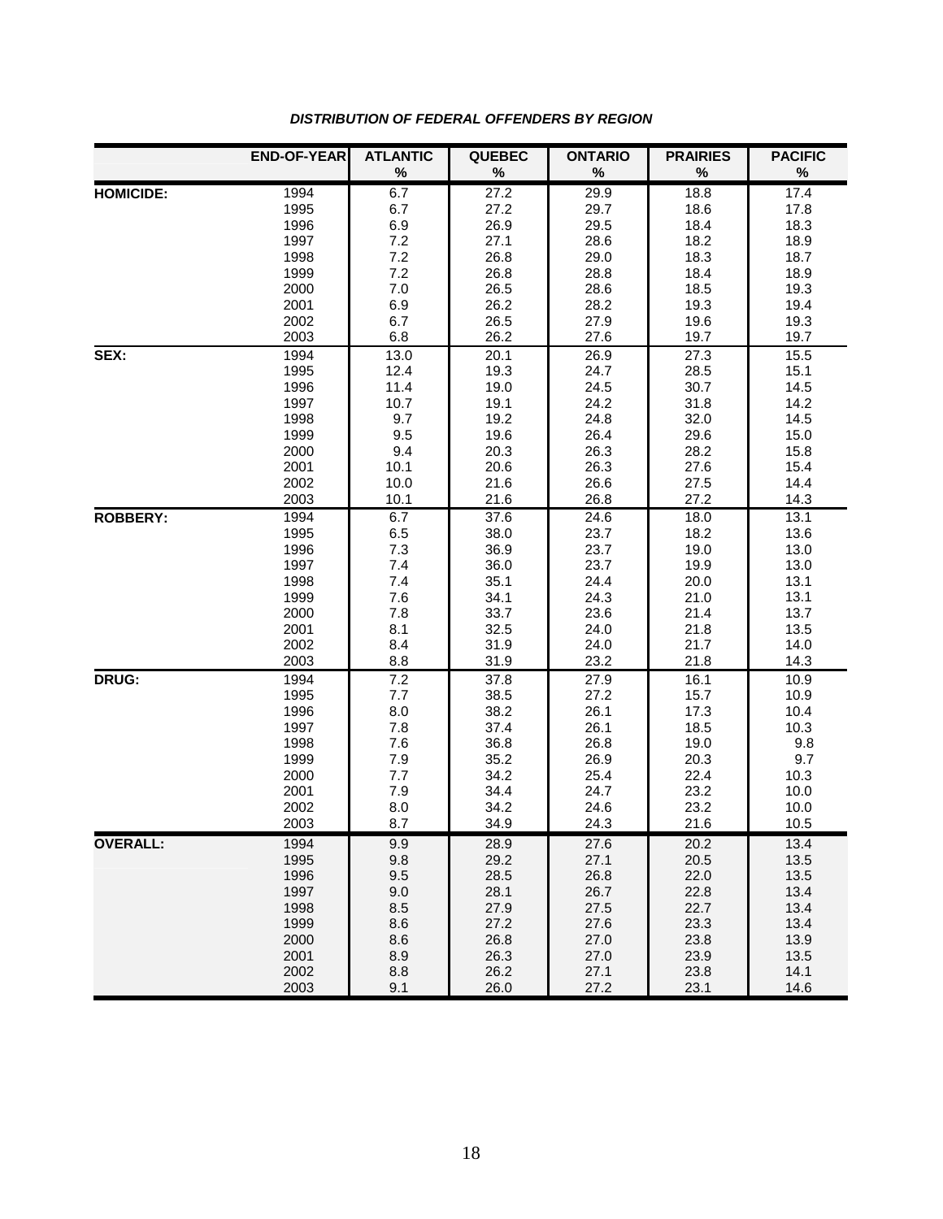***DISTRIBUTION OF FEDERAL OFFENDERS BY REGION***

| | END-OF-YEAR | ATLANTIC % | QUEBEC % | ONTARIO % | PRAIRIES % | PACIFIC % |
|---|---|---|---|---|---|---|
| **HOMICIDE:** | 1994 | 6.7 | 27.2 | 29.9 | 18.8 | 17.4 |
| | 1995 | 6.7 | 27.2 | 29.7 | 18.6 | 17.8 |
| | 1996 | 6.9 | 26.9 | 29.5 | 18.4 | 18.3 |
| | 1997 | 7.2 | 27.1 | 28.6 | 18.2 | 18.9 |
| | 1998 | 7.2 | 26.8 | 29.0 | 18.3 | 18.7 |
| | 1999 | 7.2 | 26.8 | 28.8 | 18.4 | 18.9 |
| | 2000 | 7.0 | 26.5 | 28.6 | 18.5 | 19.3 |
| | 2001 | 6.9 | 26.2 | 28.2 | 19.3 | 19.4 |
| | 2002 | 6.7 | 26.5 | 27.9 | 19.6 | 19.3 |
| | 2003 | 6.8 | 26.2 | 27.6 | 19.7 | 19.7 |
| **SEX:** | 1994 | 13.0 | 20.1 | 26.9 | 27.3 | 15.5 |
| | 1995 | 12.4 | 19.3 | 24.7 | 28.5 | 15.1 |
| | 1996 | 11.4 | 19.0 | 24.5 | 30.7 | 14.5 |
| | 1997 | 10.7 | 19.1 | 24.2 | 31.8 | 14.2 |
| | 1998 | 9.7 | 19.2 | 24.8 | 32.0 | 14.5 |
| | 1999 | 9.5 | 19.6 | 26.4 | 29.6 | 15.0 |
| | 2000 | 9.4 | 20.3 | 26.3 | 28.2 | 15.8 |
| | 2001 | 10.1 | 20.6 | 26.3 | 27.6 | 15.4 |
| | 2002 | 10.0 | 21.6 | 26.6 | 27.5 | 14.4 |
| | 2003 | 10.1 | 21.6 | 26.8 | 27.2 | 14.3 |
| **ROBBERY:** | 1994 | 6.7 | 37.6 | 24.6 | 18.0 | 13.1 |
| | 1995 | 6.5 | 38.0 | 23.7 | 18.2 | 13.6 |
| | 1996 | 7.3 | 36.9 | 23.7 | 19.0 | 13.0 |
| | 1997 | 7.4 | 36.0 | 23.7 | 19.9 | 13.0 |
| | 1998 | 7.4 | 35.1 | 24.4 | 20.0 | 13.1 |
| | 1999 | 7.6 | 34.1 | 24.3 | 21.0 | 13.1 |
| | 2000 | 7.8 | 33.7 | 23.6 | 21.4 | 13.7 |
| | 2001 | 8.1 | 32.5 | 24.0 | 21.8 | 13.5 |
| | 2002 | 8.4 | 31.9 | 24.0 | 21.7 | 14.0 |
| | 2003 | 8.8 | 31.9 | 23.2 | 21.8 | 14.3 |
| **DRUG:** | 1994 | 7.2 | 37.8 | 27.9 | 16.1 | 10.9 |
| | 1995 | 7.7 | 38.5 | 27.2 | 15.7 | 10.9 |
| | 1996 | 8.0 | 38.2 | 26.1 | 17.3 | 10.4 |
| | 1997 | 7.8 | 37.4 | 26.1 | 18.5 | 10.3 |
| | 1998 | 7.6 | 36.8 | 26.8 | 19.0 | 9.8 |
| | 1999 | 7.9 | 35.2 | 26.9 | 20.3 | 9.7 |
| | 2000 | 7.7 | 34.2 | 25.4 | 22.4 | 10.3 |
| | 2001 | 7.9 | 34.4 | 24.7 | 23.2 | 10.0 |
| | 2002 | 8.0 | 34.2 | 24.6 | 23.2 | 10.0 |
| | 2003 | 8.7 | 34.9 | 24.3 | 21.6 | 10.5 |
| **OVERALL:** | 1994 | 9.9 | 28.9 | 27.6 | 20.2 | 13.4 |
| | 1995 | 9.8 | 29.2 | 27.1 | 20.5 | 13.5 |
| | 1996 | 9.5 | 28.5 | 26.8 | 22.0 | 13.5 |
| | 1997 | 9.0 | 28.1 | 26.7 | 22.8 | 13.4 |
| | 1998 | 8.5 | 27.9 | 27.5 | 22.7 | 13.4 |
| | 1999 | 8.6 | 27.2 | 27.6 | 23.3 | 13.4 |
| | 2000 | 8.6 | 26.8 | 27.0 | 23.8 | 13.9 |
| | 2001 | 8.9 | 26.3 | 27.0 | 23.9 | 13.5 |
| | 2002 | 8.8 | 26.2 | 27.1 | 23.8 | 14.1 |
| | 2003 | 9.1 | 26.0 | 27.2 | 23.1 | 14.6 |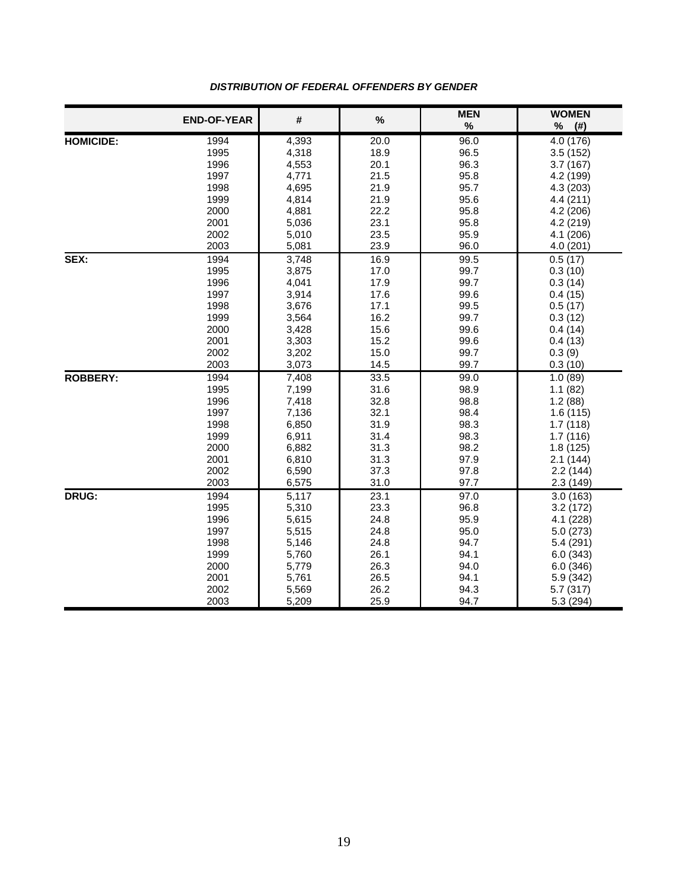***DISTRIBUTION OF FEDERAL OFFENDERS BY GENDER***

| | END-OF-YEAR | # | % | MEN % | WOMEN % (#) |
|---|---|---|---|---|---|
| **HOMICIDE:** | 1994 | 4,393 | 20.0 | 96.0 | 4.0 (176) |
| | 1995 | 4,318 | 18.9 | 96.5 | 3.5 (152) |
| | 1996 | 4,553 | 20.1 | 96.3 | 3.7 (167) |
| | 1997 | 4,771 | 21.5 | 95.8 | 4.2 (199) |
| | 1998 | 4,695 | 21.9 | 95.7 | 4.3 (203) |
| | 1999 | 4,814 | 21.9 | 95.6 | 4.4 (211) |
| | 2000 | 4,881 | 22.2 | 95.8 | 4.2 (206) |
| | 2001 | 5,036 | 23.1 | 95.8 | 4.2 (219) |
| | 2002 | 5,010 | 23.5 | 95.9 | 4.1 (206) |
| | 2003 | 5,081 | 23.9 | 96.0 | 4.0 (201) |
| **SEX:** | 1994 | 3,748 | 16.9 | 99.5 | 0.5 (17) |
| | 1995 | 3,875 | 17.0 | 99.7 | 0.3 (10) |
| | 1996 | 4,041 | 17.9 | 99.7 | 0.3 (14) |
| | 1997 | 3,914 | 17.6 | 99.6 | 0.4 (15) |
| | 1998 | 3,676 | 17.1 | 99.5 | 0.5 (17) |
| | 1999 | 3,564 | 16.2 | 99.7 | 0.3 (12) |
| | 2000 | 3,428 | 15.6 | 99.6 | 0.4 (14) |
| | 2001 | 3,303 | 15.2 | 99.6 | 0.4 (13) |
| | 2002 | 3,202 | 15.0 | 99.7 | 0.3 (9) |
| | 2003 | 3,073 | 14.5 | 99.7 | 0.3 (10) |
| **ROBBERY:** | 1994 | 7,408 | 33.5 | 99.0 | 1.0 (89) |
| | 1995 | 7,199 | 31.6 | 98.9 | 1.1 (82) |
| | 1996 | 7,418 | 32.8 | 98.8 | 1.2 (88) |
| | 1997 | 7,136 | 32.1 | 98.4 | 1.6 (115) |
| | 1998 | 6,850 | 31.9 | 98.3 | 1.7 (118) |
| | 1999 | 6,911 | 31.4 | 98.3 | 1.7 (116) |
| | 2000 | 6,882 | 31.3 | 98.2 | 1.8 (125) |
| | 2001 | 6,810 | 31.3 | 97.9 | 2.1 (144) |
| | 2002 | 6,590 | 37.3 | 97.8 | 2.2 (144) |
| | 2003 | 6,575 | 31.0 | 97.7 | 2.3 (149) |
| **DRUG:** | 1994 | 5,117 | 23.1 | 97.0 | 3.0 (163) |
| | 1995 | 5,310 | 23.3 | 96.8 | 3.2 (172) |
| | 1996 | 5,615 | 24.8 | 95.9 | 4.1 (228) |
| | 1997 | 5,515 | 24.8 | 95.0 | 5.0 (273) |
| | 1998 | 5,146 | 24.8 | 94.7 | 5.4 (291) |
| | 1999 | 5,760 | 26.1 | 94.1 | 6.0 (343) |
| | 2000 | 5,779 | 26.3 | 94.0 | 6.0 (346) |
| | 2001 | 5,761 | 26.5 | 94.1 | 5.9 (342) |
| | 2002 | 5,569 | 26.2 | 94.3 | 5.7 (317) |
| | 2003 | 5,209 | 25.9 | 94.7 | 5.3 (294) |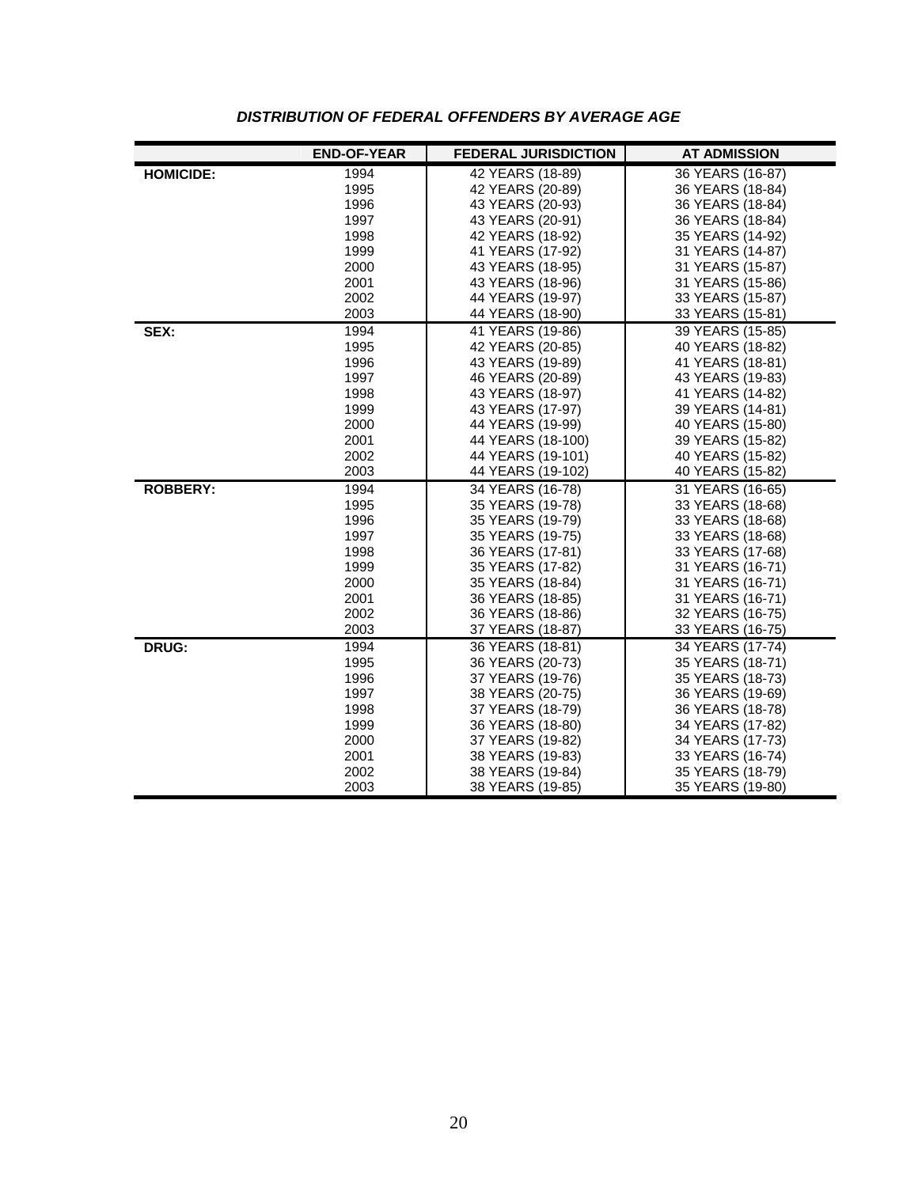### *DISTRIBUTION OF FEDERAL OFFENDERS BY AVERAGE AGE*

| | END-OF-YEAR | FEDERAL JURISDICTION | AT ADMISSION |
|---|---|---|---|
| **HOMICIDE:** | 1994 | 42 YEARS (18-89) | 36 YEARS (16-87) |
| | 1995 | 42 YEARS (20-89) | 36 YEARS (18-84) |
| | 1996 | 43 YEARS (20-93) | 36 YEARS (18-84) |
| | 1997 | 43 YEARS (20-91) | 36 YEARS (18-84) |
| | 1998 | 42 YEARS (18-92) | 35 YEARS (14-92) |
| | 1999 | 41 YEARS (17-92) | 31 YEARS (14-87) |
| | 2000 | 43 YEARS (18-95) | 31 YEARS (15-87) |
| | 2001 | 43 YEARS (18-96) | 31 YEARS (15-86) |
| | 2002 | 44 YEARS (19-97) | 33 YEARS (15-87) |
| | 2003 | 44 YEARS (18-90) | 33 YEARS (15-81) |
| **SEX:** | 1994 | 41 YEARS (19-86) | 39 YEARS (15-85) |
| | 1995 | 42 YEARS (20-85) | 40 YEARS (18-82) |
| | 1996 | 43 YEARS (19-89) | 41 YEARS (18-81) |
| | 1997 | 46 YEARS (20-89) | 43 YEARS (19-83) |
| | 1998 | 43 YEARS (18-97) | 41 YEARS (14-82) |
| | 1999 | 43 YEARS (17-97) | 39 YEARS (14-81) |
| | 2000 | 44 YEARS (19-99) | 40 YEARS (15-80) |
| | 2001 | 44 YEARS (18-100) | 39 YEARS (15-82) |
| | 2002 | 44 YEARS (19-101) | 40 YEARS (15-82) |
| | 2003 | 44 YEARS (19-102) | 40 YEARS (15-82) |
| **ROBBERY:** | 1994 | 34 YEARS (16-78) | 31 YEARS (16-65) |
| | 1995 | 35 YEARS (19-78) | 33 YEARS (18-68) |
| | 1996 | 35 YEARS (19-79) | 33 YEARS (18-68) |
| | 1997 | 35 YEARS (19-75) | 33 YEARS (18-68) |
| | 1998 | 36 YEARS (17-81) | 33 YEARS (17-68) |
| | 1999 | 35 YEARS (17-82) | 31 YEARS (16-71) |
| | 2000 | 35 YEARS (18-84) | 31 YEARS (16-71) |
| | 2001 | 36 YEARS (18-85) | 31 YEARS (16-71) |
| | 2002 | 36 YEARS (18-86) | 32 YEARS (16-75) |
| | 2003 | 37 YEARS (18-87) | 33 YEARS (16-75) |
| **DRUG:** | 1994 | 36 YEARS (18-81) | 34 YEARS (17-74) |
| | 1995 | 36 YEARS (20-73) | 35 YEARS (18-71) |
| | 1996 | 37 YEARS (19-76) | 35 YEARS (18-73) |
| | 1997 | 38 YEARS (20-75) | 36 YEARS (19-69) |
| | 1998 | 37 YEARS (18-79) | 36 YEARS (18-78) |
| | 1999 | 36 YEARS (18-80) | 34 YEARS (17-82) |
| | 2000 | 37 YEARS (19-82) | 34 YEARS (17-73) |
| | 2001 | 38 YEARS (19-83) | 33 YEARS (16-74) |
| | 2002 | 38 YEARS (19-84) | 35 YEARS (18-79) |
| | 2003 | 38 YEARS (19-85) | 35 YEARS (19-80) |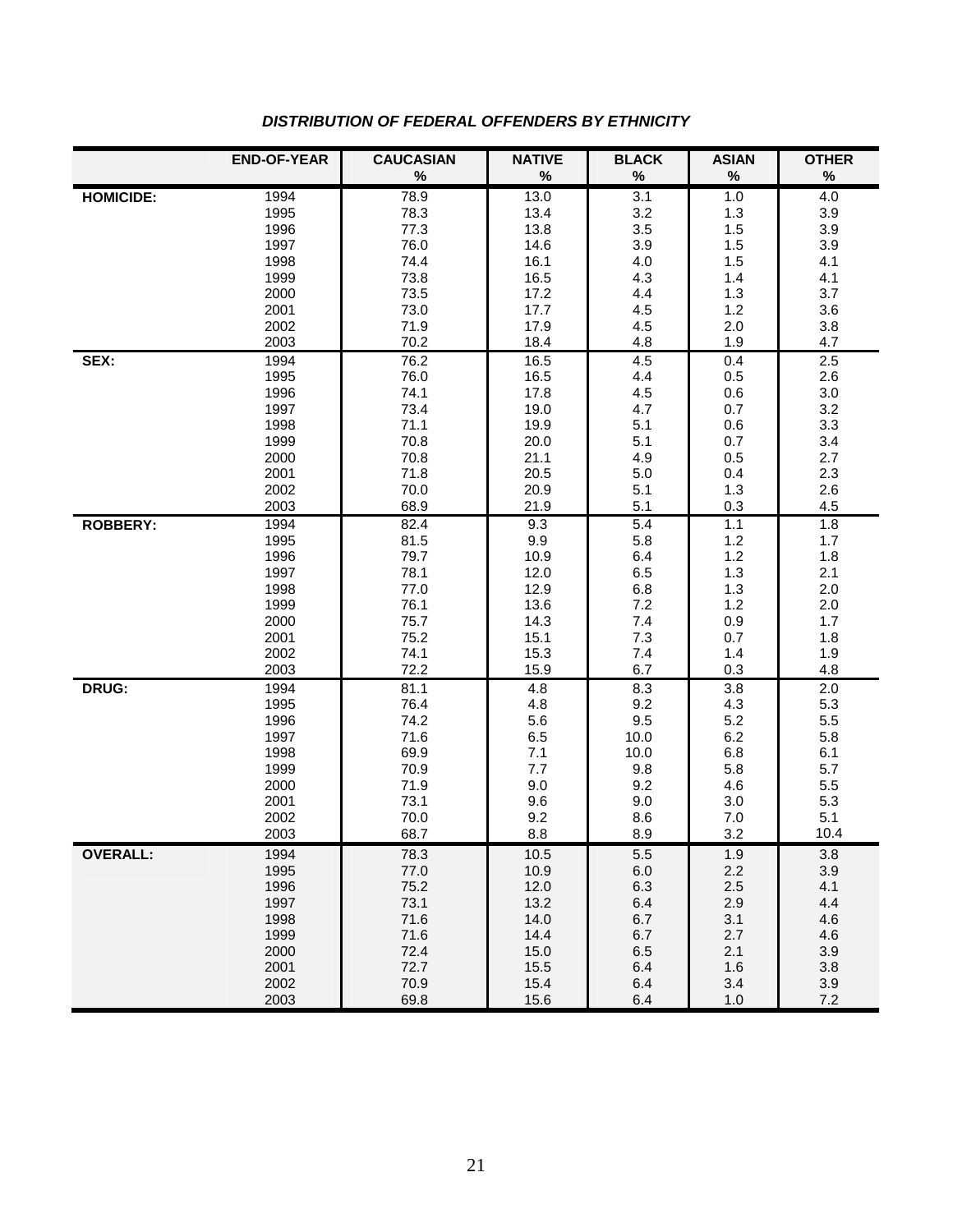*DISTRIBUTION OF FEDERAL OFFENDERS BY ETHNICITY*

| | END-OF-YEAR | CAUCASIAN % | NATIVE % | BLACK % | ASIAN % | OTHER % |
|---|---|---|---|---|---|---|
| **HOMICIDE:** | 1994 | 78.9 | 13.0 | 3.1 | 1.0 | 4.0 |
| | 1995 | 78.3 | 13.4 | 3.2 | 1.3 | 3.9 |
| | 1996 | 77.3 | 13.8 | 3.5 | 1.5 | 3.9 |
| | 1997 | 76.0 | 14.6 | 3.9 | 1.5 | 3.9 |
| | 1998 | 74.4 | 16.1 | 4.0 | 1.5 | 4.1 |
| | 1999 | 73.8 | 16.5 | 4.3 | 1.4 | 4.1 |
| | 2000 | 73.5 | 17.2 | 4.4 | 1.3 | 3.7 |
| | 2001 | 73.0 | 17.7 | 4.5 | 1.2 | 3.6 |
| | 2002 | 71.9 | 17.9 | 4.5 | 2.0 | 3.8 |
| | 2003 | 70.2 | 18.4 | 4.8 | 1.9 | 4.7 |
| **SEX:** | 1994 | 76.2 | 16.5 | 4.5 | 0.4 | 2.5 |
| | 1995 | 76.0 | 16.5 | 4.4 | 0.5 | 2.6 |
| | 1996 | 74.1 | 17.8 | 4.5 | 0.6 | 3.0 |
| | 1997 | 73.4 | 19.0 | 4.7 | 0.7 | 3.2 |
| | 1998 | 71.1 | 19.9 | 5.1 | 0.6 | 3.3 |
| | 1999 | 70.8 | 20.0 | 5.1 | 0.7 | 3.4 |
| | 2000 | 70.8 | 21.1 | 4.9 | 0.5 | 2.7 |
| | 2001 | 71.8 | 20.5 | 5.0 | 0.4 | 2.3 |
| | 2002 | 70.0 | 20.9 | 5.1 | 1.3 | 2.6 |
| | 2003 | 68.9 | 21.9 | 5.1 | 0.3 | 4.5 |
| **ROBBERY:** | 1994 | 82.4 | 9.3 | 5.4 | 1.1 | 1.8 |
| | 1995 | 81.5 | 9.9 | 5.8 | 1.2 | 1.7 |
| | 1996 | 79.7 | 10.9 | 6.4 | 1.2 | 1.8 |
| | 1997 | 78.1 | 12.0 | 6.5 | 1.3 | 2.1 |
| | 1998 | 77.0 | 12.9 | 6.8 | 1.3 | 2.0 |
| | 1999 | 76.1 | 13.6 | 7.2 | 1.2 | 2.0 |
| | 2000 | 75.7 | 14.3 | 7.4 | 0.9 | 1.7 |
| | 2001 | 75.2 | 15.1 | 7.3 | 0.7 | 1.8 |
| | 2002 | 74.1 | 15.3 | 7.4 | 1.4 | 1.9 |
| | 2003 | 72.2 | 15.9 | 6.7 | 0.3 | 4.8 |
| **DRUG:** | 1994 | 81.1 | 4.8 | 8.3 | 3.8 | 2.0 |
| | 1995 | 76.4 | 4.8 | 9.2 | 4.3 | 5.3 |
| | 1996 | 74.2 | 5.6 | 9.5 | 5.2 | 5.5 |
| | 1997 | 71.6 | 6.5 | 10.0 | 6.2 | 5.8 |
| | 1998 | 69.9 | 7.1 | 10.0 | 6.8 | 6.1 |
| | 1999 | 70.9 | 7.7 | 9.8 | 5.8 | 5.7 |
| | 2000 | 71.9 | 9.0 | 9.2 | 4.6 | 5.5 |
| | 2001 | 73.1 | 9.6 | 9.0 | 3.0 | 5.3 |
| | 2002 | 70.0 | 9.2 | 8.6 | 7.0 | 5.1 |
| | 2003 | 68.7 | 8.8 | 8.9 | 3.2 | 10.4 |
| **OVERALL:** | 1994 | 78.3 | 10.5 | 5.5 | 1.9 | 3.8 |
| | 1995 | 77.0 | 10.9 | 6.0 | 2.2 | 3.9 |
| | 1996 | 75.2 | 12.0 | 6.3 | 2.5 | 4.1 |
| | 1997 | 73.1 | 13.2 | 6.4 | 2.9 | 4.4 |
| | 1998 | 71.6 | 14.0 | 6.7 | 3.1 | 4.6 |
| | 1999 | 71.6 | 14.4 | 6.7 | 2.7 | 4.6 |
| | 2000 | 72.4 | 15.0 | 6.5 | 2.1 | 3.9 |
| | 2001 | 72.7 | 15.5 | 6.4 | 1.6 | 3.8 |
| | 2002 | 70.9 | 15.4 | 6.4 | 3.4 | 3.9 |
| | 2003 | 69.8 | 15.6 | 6.4 | 1.0 | 7.2 |